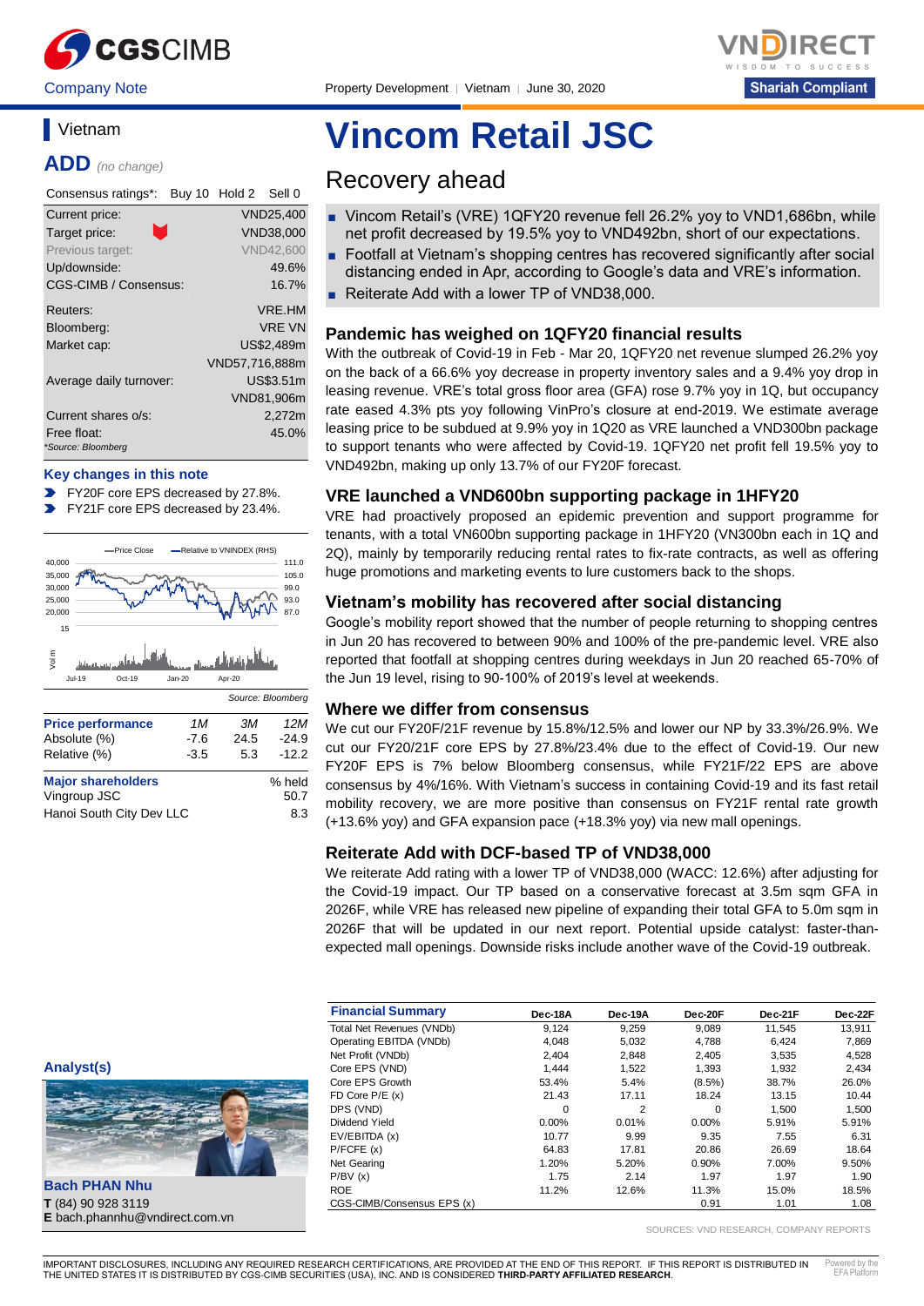CGS CIMB | VNDIRECT

Company Note | Property Development | Vietnam | June 30, 2020

Shariah Compliant

# Vincom Retail JSC

## Recovery ahead

- Vincom Retail's (VRE) 1QFY20 revenue fell 26.2% yoy to VND1,686bn, while net profit decreased by 19.5% yoy to VND492bn, short of our expectations.
- Footfall at Vietnam's shopping centres has recovered significantly after social distancing ended in Apr, according to Google's data and VRE's information.
- Reiterate Add with a lower TP of VND38,000.

### Pandemic has weighed on 1QFY20 financial results

With the outbreak of Covid-19 in Feb - Mar 20, 1QFY20 net revenue slumped 26.2% yoy on the back of a 66.6% yoy decrease in property inventory sales and a 9.4% yoy drop in leasing revenue. VRE's total gross floor area (GFA) rose 9.7% yoy in 1Q, but occupancy rate eased 4.3% pts yoy following VinPro's closure at end-2019. We estimate average leasing price to be subdued at 9.9% yoy in 1Q20 as VRE launched a VND300bn package to support tenants who were affected by Covid-19. 1QFY20 net profit fell 19.5% yoy to VND492bn, making up only 13.7% of our FY20F forecast.

### VRE launched a VND600bn supporting package in 1HFY20

VRE had proactively proposed an epidemic prevention and support programme for tenants, with a total VN600bn supporting package in 1HFY20 (VN300bn each in 1Q and 2Q), mainly by temporarily reducing rental rates to fix-rate contracts, as well as offering huge promotions and marketing events to lure customers back to the shops.

### Vietnam's mobility has recovered after social distancing

Google's mobility report showed that the number of people returning to shopping centres in Jun 20 has recovered to between 90% and 100% of the pre-pandemic level. VRE also reported that footfall at shopping centres during weekdays in Jun 20 reached 65-70% of the Jun 19 level, rising to 90-100% of 2019's level at weekends.

### Where we differ from consensus

We cut our FY20F/21F revenue by 15.8%/12.5% and lower our NP by 33.3%/26.9%. We cut our FY20/21F core EPS by 27.8%/23.4% due to the effect of Covid-19. Our new FY20F EPS is 7% below Bloomberg consensus, while FY21F/22 EPS are above consensus by 4%/16%. With Vietnam's success in containing Covid-19 and its fast retail mobility recovery, we are more positive than consensus on FY21F rental rate growth (+13.6% yoy) and GFA expansion pace (+18.3% yoy) via new mall openings.

### Reiterate Add with DCF-based TP of VND38,000

We reiterate Add rating with a lower TP of VND38,000 (WACC: 12.6%) after adjusting for the Covid-19 impact. Our TP based on a conservative forecast at 3.5m sqm GFA in 2026F, while VRE has released new pipeline of expanding their total GFA to 5.0m sqm in 2026F that will be updated in our next report. Potential upside catalyst: faster-than-expected mall openings. Downside risks include another wave of the Covid-19 outbreak.

---

**Vietnam**

**ADD** *(no change)*

| Consensus ratings*: | Buy 10 | Hold 2 | Sell 0 |
|---|---|---|---|

| | |
|---|---|
| Current price: | VND25,400 |
| Target price: | VND38,000 |
| Previous target: | VND42,600 |
| Up/downside: | 49.6% |
| CGS-CIMB / Consensus: | 16.7% |
| Reuters: | VRE.HM |
| Bloomberg: | VRE VN |
| Market cap: | US$2,489m |
| | VND57,716,888m |
| Average daily turnover: | US$3.51m |
| | VND81,906m |
| Current shares o/s: | 2,272m |
| Free float: | 45.0% |

*Source: Bloomberg

**Key changes in this note**

- FY20F core EPS decreased by 27.8%.
- FY21F core EPS decreased by 23.4%.

Source: Bloomberg

| Price performance | 1M | 3M | 12M |
|---|---|---|---|
| Absolute (%) | -7.6 | 24.5 | -24.9 |
| Relative (%) | -3.5 | 5.3 | -12.2 |

| Major shareholders | % held |
|---|---|
| Vingroup JSC | 50.7 |
| Hanoi South City Dev LLC | 8.3 |

**Analyst(s)**

**Bach PHAN Nhu**
**T** (84) 90 928 3119
**E** bach.phannhu@vndirect.com.vn

| Financial Summary | Dec-18A | Dec-19A | Dec-20F | Dec-21F | Dec-22F |
|---|---|---|---|---|---|
| Total Net Revenues (VNDb) | 9,124 | 9,259 | 9,089 | 11,545 | 13,911 |
| Operating EBITDA (VNDb) | 4,048 | 5,032 | 4,788 | 6,424 | 7,869 |
| Net Profit (VNDb) | 2,404 | 2,848 | 2,405 | 3,535 | 4,528 |
| Core EPS (VND) | 1,444 | 1,522 | 1,393 | 1,932 | 2,434 |
| Core EPS Growth | 53.4% | 5.4% | (8.5%) | 38.7% | 26.0% |
| FD Core P/E (x) | 21.43 | 17.11 | 18.24 | 13.15 | 10.44 |
| DPS (VND) | 0 | 2 | 0 | 1,500 | 1,500 |
| Dividend Yield | 0.00% | 0.01% | 0.00% | 5.91% | 5.91% |
| EV/EBITDA (x) | 10.77 | 9.99 | 9.35 | 7.55 | 6.31 |
| P/FCFE (x) | 64.83 | 17.81 | 20.86 | 26.69 | 18.64 |
| Net Gearing | 1.20% | 5.20% | 0.90% | 7.00% | 9.50% |
| P/BV (x) | 1.75 | 2.14 | 1.97 | 1.97 | 1.90 |
| ROE | 11.2% | 12.6% | 11.3% | 15.0% | 18.5% |
| CGS-CIMB/Consensus EPS (x) | | | 0.91 | 1.01 | 1.08 |

SOURCES: VND RESEARCH, COMPANY REPORTS

IMPORTANT DISCLOSURES, INCLUDING ANY REQUIRED RESEARCH CERTIFICATIONS, ARE PROVIDED AT THE END OF THIS REPORT. IF THIS REPORT IS DISTRIBUTED IN THE UNITED STATES IT IS DISTRIBUTED BY CGS-CIMB SECURITIES (USA), INC. AND IS CONSIDERED **THIRD-PARTY AFFILIATED RESEARCH**.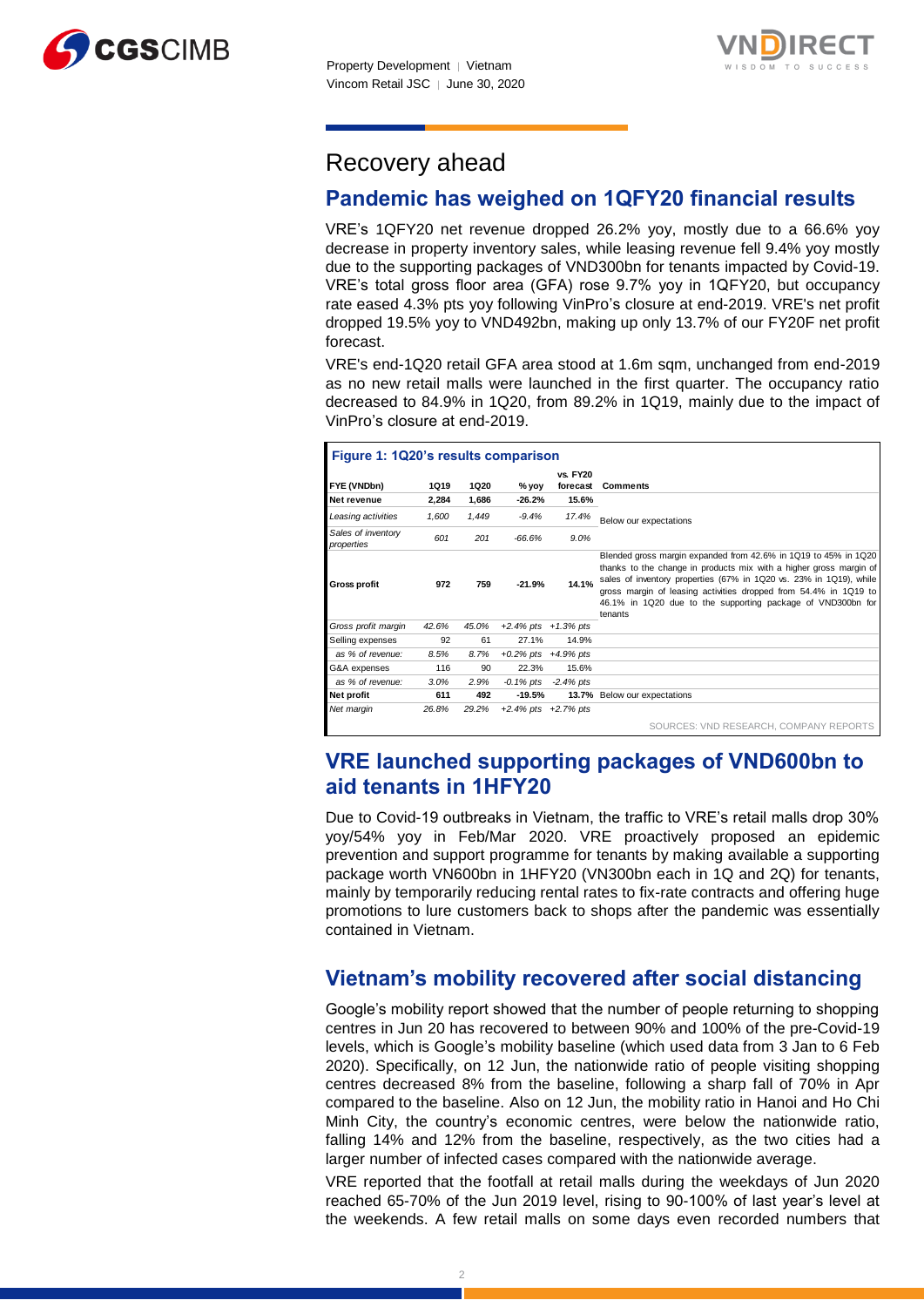# Recovery ahead

## Pandemic has weighed on 1QFY20 financial results

VRE's 1QFY20 net revenue dropped 26.2% yoy, mostly due to a 66.6% yoy decrease in property inventory sales, while leasing revenue fell 9.4% yoy mostly due to the supporting packages of VND300bn for tenants impacted by Covid-19. VRE's total gross floor area (GFA) rose 9.7% yoy in 1QFY20, but occupancy rate eased 4.3% pts yoy following VinPro's closure at end-2019. VRE's net profit dropped 19.5% yoy to VND492bn, making up only 13.7% of our FY20F net profit forecast.

VRE's end-1Q20 retail GFA area stood at 1.6m sqm, unchanged from end-2019 as no new retail malls were launched in the first quarter. The occupancy ratio decreased to 84.9% in 1Q20, from 89.2% in 1Q19, mainly due to the impact of VinPro's closure at end-2019.

**Figure 1: 1Q20's results comparison**

| FYE (VNDbn) | 1Q19 | 1Q20 | % yoy | vs. FY20 forecast | Comments |
|---|---|---|---|---|---|
| **Net revenue** | **2,284** | **1,686** | **-26.2%** | **15.6%** | |
| *Leasing activities* | *1,600* | *1,449* | *-9.4%* | *17.4%* | Below our expectations |
| *Sales of inventory properties* | *601* | *201* | *-66.6%* | *9.0%* | |
| **Gross profit** | **972** | **759** | **-21.9%** | **14.1%** | Blended gross margin expanded from 42.6% in 1Q19 to 45% in 1Q20 thanks to the change in products mix with a higher gross margin of sales of inventory properties (67% in 1Q20 vs. 23% in 1Q19), while gross margin of leasing activities dropped from 54.4% in 1Q19 to 46.1% in 1Q20 due to the supporting package of VND300bn for tenants |
| *Gross profit margin* | *42.6%* | *45.0%* | *+2.4% pts* | *+1.3% pts* | |
| Selling expenses | 92 | 61 | 27.1% | 14.9% | |
| *as % of revenue:* | *8.5%* | *8.7%* | *+0.2% pts* | *+4.9% pts* | |
| G&A expenses | 116 | 90 | 22.3% | 15.6% | |
| *as % of revenue:* | *3.0%* | *2.9%* | *-0.1% pts* | *-2.4% pts* | |
| **Net profit** | **611** | **492** | **-19.5%** | **13.7%** | Below our expectations |
| *Net margin* | *26.8%* | *29.2%* | *+2.4% pts* | *+2.7% pts* | |

SOURCES: VND RESEARCH, COMPANY REPORTS

## VRE launched supporting packages of VND600bn to aid tenants in 1HFY20

Due to Covid-19 outbreaks in Vietnam, the traffic to VRE's retail malls drop 30% yoy/54% yoy in Feb/Mar 2020. VRE proactively proposed an epidemic prevention and support programme for tenants by making available a supporting package worth VN600bn in 1HFY20 (VN300bn each in 1Q and 2Q) for tenants, mainly by temporarily reducing rental rates to fix-rate contracts and offering huge promotions to lure customers back to shops after the pandemic was essentially contained in Vietnam.

## Vietnam's mobility recovered after social distancing

Google's mobility report showed that the number of people returning to shopping centres in Jun 20 has recovered to between 90% and 100% of the pre-Covid-19 levels, which is Google's mobility baseline (which used data from 3 Jan to 6 Feb 2020). Specifically, on 12 Jun, the nationwide ratio of people visiting shopping centres decreased 8% from the baseline, following a sharp fall of 70% in Apr compared to the baseline. Also on 12 Jun, the mobility ratio in Hanoi and Ho Chi Minh City, the country's economic centres, were below the nationwide ratio, falling 14% and 12% from the baseline, respectively, as the two cities had a larger number of infected cases compared with the nationwide average.

VRE reported that the footfall at retail malls during the weekdays of Jun 2020 reached 65-70% of the Jun 2019 level, rising to 90-100% of last year's level at the weekends. A few retail malls on some days even recorded numbers that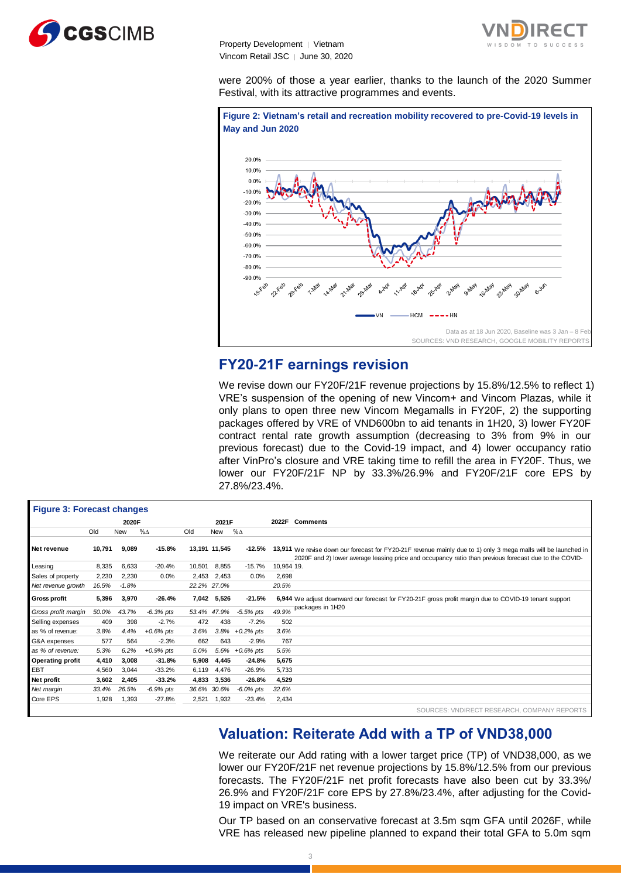were 200% of those a year earlier, thanks to the launch of the 2020 Summer Festival, with its attractive programmes and events.

**Figure 2: Vietnam's retail and recreation mobility recovered to pre-Covid-19 levels in May and Jun 2020**

Data as at 18 Jun 2020, Baseline was 3 Jan – 8 Feb
SOURCES: VND RESEARCH, GOOGLE MOBILITY REPORTS

## FY20-21F earnings revision

We revise down our FY20F/21F revenue projections by 15.8%/12.5% to reflect 1) VRE's suspension of the opening of new Vincom+ and Vincom Plazas, while it only plans to open three new Vincom Megamalls in FY20F, 2) the supporting packages offered by VRE of VND600bn to aid tenants in 1H20, 3) lower FY20F contract rental rate growth assumption (decreasing to 3% from 9% in our previous forecast) due to the Covid-19 impact, and 4) lower occupancy ratio after VinPro's closure and VRE taking time to refill the area in FY20F. Thus, we lower our FY20F/21F NP by 33.3%/26.9% and FY20F/21F core EPS by 27.8%/23.4%.

**Figure 3: Forecast changes**

| | 2020F | | | 2021F | | | 2022F | Comments |
|---|---|---|---|---|---|---|---|---|
| | Old | New | %Δ | Old | New | %Δ | | |
| **Net revenue** | **10,791** | **9,089** | **-15.8%** | **13,191** | **11,545** | **-12.5%** | **13,911** | We revise down our forecast for FY20-21F revenue mainly due to 1) only 3 mega malls will be launched in 2020F and 2) lower average leasing price and occupancy ratio than previous forecast due to the COVID-19. |
| Leasing | 8,335 | 6,633 | -20.4% | 10,501 | 8,855 | -15.7% | 10,964 | |
| Sales of property | 2,230 | 2,230 | 0.0% | 2,453 | 2,453 | 0.0% | 2,698 | |
| *Net revenue growth* | *16.5%* | *-1.8%* | | *22.2%* | *27.0%* | | *20.5%* | |
| **Gross profit** | **5,396** | **3,970** | **-26.4%** | **7,042** | **5,526** | **-21.5%** | **6,944** | We adjust downward our forecast for FY20-21F gross profit margin due to COVID-19 tenant support packages in 1H20 |
| *Gross profit margin* | *50.0%* | *43.7%* | *-6.3% pts* | *53.4%* | *47.9%* | *-5.5% pts* | *49.9%* | |
| Selling expenses | 409 | 398 | -2.7% | 472 | 438 | -7.2% | 502 | |
| *as % of revenue:* | *3.8%* | *4.4%* | *+0.6% pts* | *3.6%* | *3.8%* | *+0.2% pts* | *3.6%* | |
| G&A expenses | 577 | 564 | -2.3% | 662 | 643 | -2.9% | 767 | |
| *as % of revenue:* | *5.3%* | *6.2%* | *+0.9% pts* | *5.0%* | *5.6%* | *+0.6% pts* | *5.5%* | |
| **Operating profit** | **4,410** | **3,008** | **-31.8%** | **5,908** | **4,445** | **-24.8%** | **5,675** | |
| EBT | 4,560 | 3,044 | -33.2% | 6,119 | 4,476 | -26.9% | 5,733 | |
| **Net profit** | **3,602** | **2,405** | **-33.2%** | **4,833** | **3,536** | **-26.8%** | **4,529** | |
| *Net margin* | *33.4%* | *26.5%* | *-6.9% pts* | *36.6%* | *30.6%* | *-6.0% pts* | *32.6%* | |
| Core EPS | 1,928 | 1,393 | -27.8% | 2,521 | 1,932 | -23.4% | 2,434 | |

SOURCES: VNDIRECT RESEARCH, COMPANY REPORTS

## Valuation: Reiterate Add with a TP of VND38,000

We reiterate our Add rating with a lower target price (TP) of VND38,000, as we lower our FY20F/21F net revenue projections by 15.8%/12.5% from our previous forecasts. The FY20F/21F net profit forecasts have also been cut by 33.3%/ 26.9% and FY20F/21F core EPS by 27.8%/23.4%, after adjusting for the Covid-19 impact on VRE's business.

Our TP based on an conservative forecast at 3.5m sqm GFA until 2026F, while VRE has released new pipeline planned to expand their total GFA to 5.0m sqm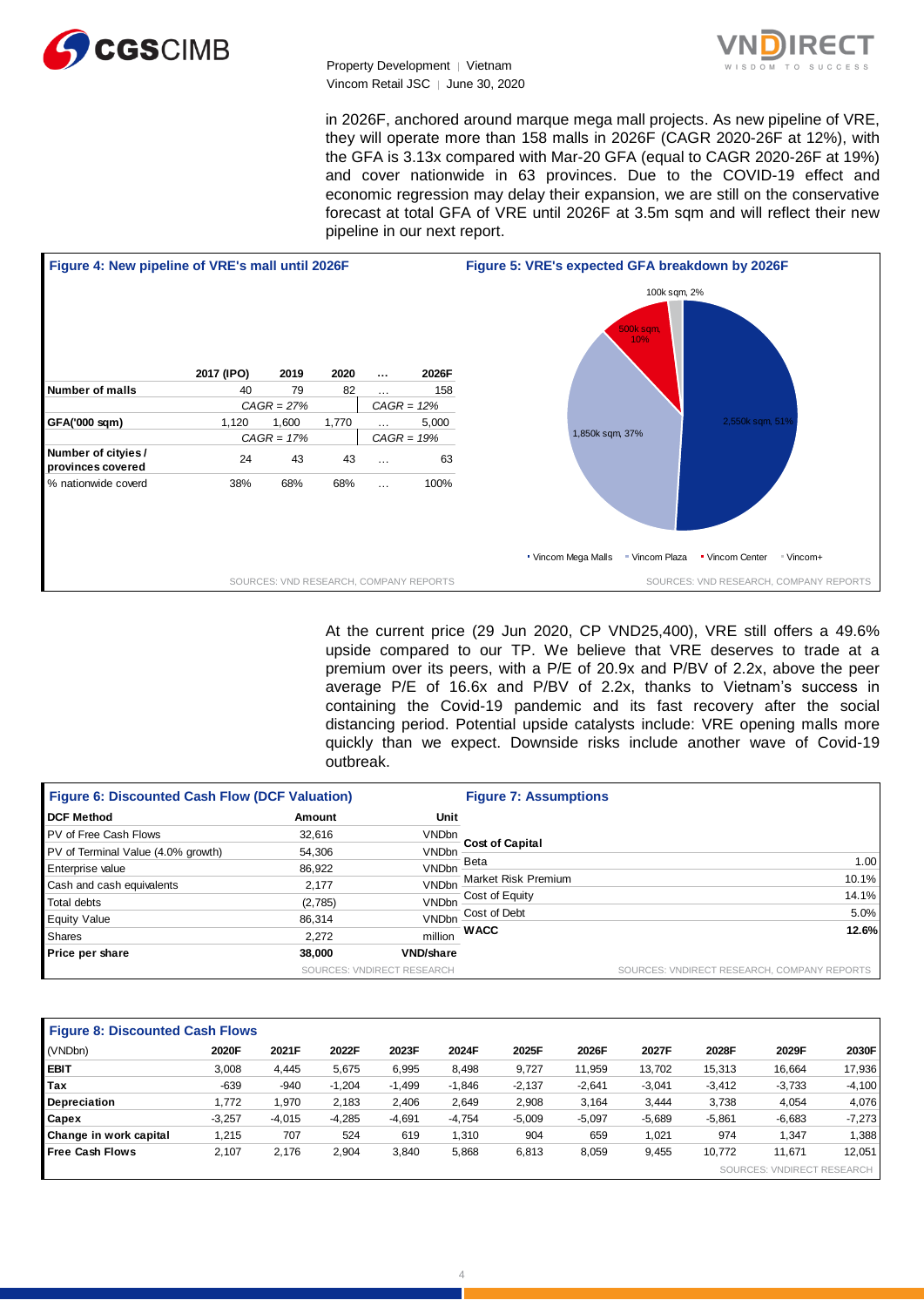in 2026F, anchored around marque mega mall projects. As new pipeline of VRE, they will operate more than 158 malls in 2026F (CAGR 2020-26F at 12%), with the GFA is 3.13x compared with Mar-20 GFA (equal to CAGR 2020-26F at 19%) and cover nationwide in 63 provinces. Due to the COVID-19 effect and economic regression may delay their expansion, we are still on the conservative forecast at total GFA of VRE until 2026F at 3.5m sqm and will reflect their new pipeline in our next report.

**Figure 4: New pipeline of VRE's mall until 2026F**

| | 2017 (IPO) | 2019 | 2020 | … | 2026F |
|---|---|---|---|---|---|
| Number of malls | 40 | 79 | 82 | … | 158 |
| | | CAGR = 27% | | CAGR = 12% | |
| GFA('000 sqm) | 1,120 | 1,600 | 1,770 | … | 5,000 |
| | | CAGR = 17% | | CAGR = 19% | |
| Number of cities / provinces covered | 24 | 43 | 43 | … | 63 |
| % nationwide coverd | 38% | 68% | 68% | … | 100% |

SOURCES: VND RESEARCH, COMPANY REPORTS

**Figure 5: VRE's expected GFA breakdown by 2026F**

| Segment | GFA | Share |
|---|---|---|
| Vincom Mega Malls | 2,550k sqm | 51% |
| Vincom Plaza | 1,850k sqm | 37% |
| Vincom Center | 500k sqm | 10% |
| Vincom+ | 100k sqm | 2% |

SOURCES: VND RESEARCH, COMPANY REPORTS

At the current price (29 Jun 2020, CP VND25,400), VRE still offers a 49.6% upside compared to our TP. We believe that VRE deserves to trade at a premium over its peers, with a P/E of 20.9x and P/BV of 2.2x, above the peer average P/E of 16.6x and P/BV of 2.2x, thanks to Vietnam's success in containing the Covid-19 pandemic and its fast recovery after the social distancing period. Potential upside catalysts include: VRE opening malls more quickly than we expect. Downside risks include another wave of Covid-19 outbreak.

**Figure 6: Discounted Cash Flow (DCF Valuation)**

| DCF Method | Amount | Unit |
|---|---|---|
| PV of Free Cash Flows | 32,616 | VNDbn |
| PV of Terminal Value (4.0% growth) | 54,306 | VNDbn |
| Enterprise value | 86,922 | VNDbn |
| Cash and cash equivalents | 2,177 | VNDbn |
| Total debts | (2,785) | VNDbn |
| Equity Value | 86,314 | VNDbn |
| Shares | 2,272 | million |
| **Price per share** | **38,000** | **VND/share** |

SOURCES: VNDIRECT RESEARCH

**Figure 7: Assumptions**

| Cost of Capital | |
|---|---|
| Beta | 1.00 |
| Market Risk Premium | 10.1% |
| Cost of Equity | 14.1% |
| Cost of Debt | 5.0% |
| **WACC** | **12.6%** |

SOURCES: VNDIRECT RESEARCH, COMPANY REPORTS

**Figure 8: Discounted Cash Flows**

| (VNDbn) | 2020F | 2021F | 2022F | 2023F | 2024F | 2025F | 2026F | 2027F | 2028F | 2029F | 2030F |
|---|---|---|---|---|---|---|---|---|---|---|---|
| **EBIT** | 3,008 | 4,445 | 5,675 | 6,995 | 8,498 | 9,727 | 11,959 | 13,702 | 15,313 | 16,664 | 17,936 |
| **Tax** | -639 | -940 | -1,204 | -1,499 | -1,846 | -2,137 | -2,641 | -3,041 | -3,412 | -3,733 | -4,100 |
| **Depreciation** | 1,772 | 1,970 | 2,183 | 2,406 | 2,649 | 2,908 | 3,164 | 3,444 | 3,738 | 4,054 | 4,076 |
| **Capex** | -3,257 | -4,015 | -4,285 | -4,691 | -4,754 | -5,009 | -5,097 | -5,689 | -5,861 | -6,683 | -7,273 |
| **Change in work capital** | 1,215 | 707 | 524 | 619 | 1,310 | 904 | 659 | 1,021 | 974 | 1,347 | 1,388 |
| **Free Cash Flows** | 2,107 | 2,176 | 2,904 | 3,840 | 5,868 | 6,813 | 8,059 | 9,455 | 10,772 | 11,671 | 12,051 |

SOURCES: VNDIRECT RESEARCH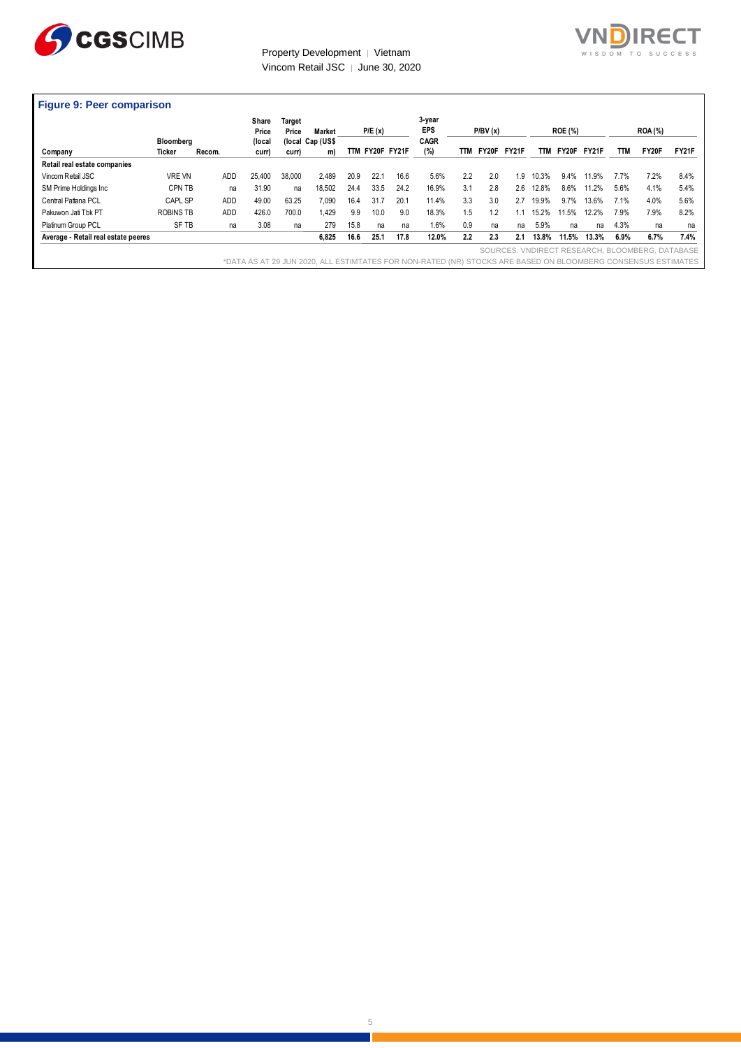**Figure 9: Peer comparison**

| Company | Bloomberg Ticker | Recom. | Share Price (local curr) | Target Price (local curr) | Market Cap (US$ m) | P/E (x) | | | 3-year EPS CAGR (%) | P/BV (x) | | | ROE (%) | | | ROA (%) | | |
|---|---|---|---|---|---|---|---|---|---|---|---|---|---|---|---|---|---|---|
| | | | | | | TTM | FY20F | FY21F | | TTM | FY20F | FY21F | TTM | FY20F | FY21F | TTM | FY20F | FY21F |
| **Retail real estate companies** | | | | | | | | | | | | | | | | | | |
| Vincom Retail JSC | VRE VN | ADD | 25,400 | 38,000 | 2,489 | 20.9 | 22.1 | 16.6 | 5.6% | 2.2 | 2.0 | 1.9 | 10.3% | 9.4% | 11.9% | 7.7% | 7.2% | 8.4% |
| SM Prime Holdings Inc | CPN TB | na | 31.90 | na | 18,502 | 24.4 | 33.5 | 24.2 | 16.9% | 3.1 | 2.8 | 2.6 | 12.8% | 8.6% | 11.2% | 5.6% | 4.1% | 5.4% |
| Central Pattana PCL | CAPL SP | ADD | 49.00 | 63.25 | 7,090 | 16.4 | 31.7 | 20.1 | 11.4% | 3.3 | 3.0 | 2.7 | 19.9% | 9.7% | 13.6% | 7.1% | 4.0% | 5.6% |
| Pakuwon Jati Tbk PT | ROBINS TB | ADD | 426.0 | 700.0 | 1,429 | 9.9 | 10.0 | 9.0 | 18.3% | 1.5 | 1.2 | 1.1 | 15.2% | 11.5% | 12.2% | 7.9% | 7.9% | 8.2% |
| Platinum Group PCL | SF TB | na | 3.08 | na | 279 | 15.8 | na | na | 1.6% | 0.9 | na | na | 5.9% | na | na | 4.3% | na | na |
| **Average - Retail real estate peeres** | | | | | **6,825** | **16.6** | **25.1** | **17.8** | **12.0%** | **2.2** | **2.3** | **2.1** | **13.8%** | **11.5%** | **13.3%** | **6.9%** | **6.7%** | **7.4%** |

SOURCES: VNDIRECT RESEARCH, BLOOMBERG, DATABASE

*DATA AS AT 29 JUN 2020, ALL ESTIMTATES FOR NON-RATED (NR) STOCKS ARE BASED ON BLOOMBERG CONSENSUS ESTIMATES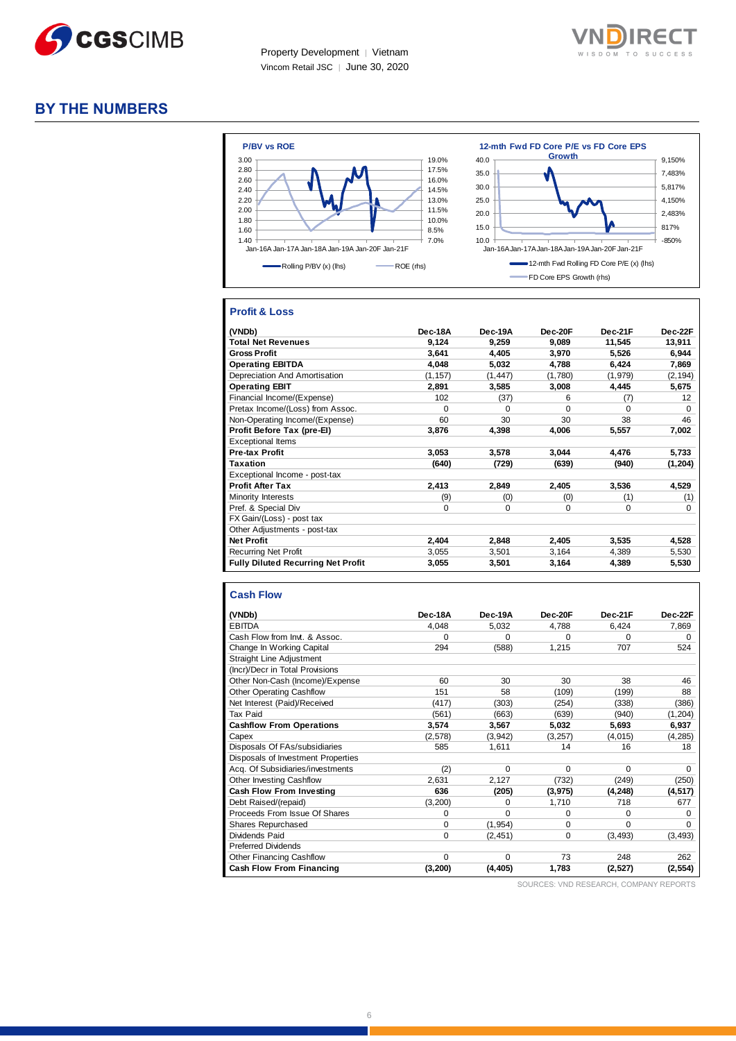# BY THE NUMBERS

**P/BV vs ROE**

**12-mth Fwd FD Core P/E vs FD Core EPS Growth**

## Profit & Loss

| (VNDb) | Dec-18A | Dec-19A | Dec-20F | Dec-21F | Dec-22F |
|---|---|---|---|---|---|
| **Total Net Revenues** | **9,124** | **9,259** | **9,089** | **11,545** | **13,911** |
| **Gross Profit** | **3,641** | **4,405** | **3,970** | **5,526** | **6,944** |
| **Operating EBITDA** | **4,048** | **5,032** | **4,788** | **6,424** | **7,869** |
| Depreciation And Amortisation | (1,157) | (1,447) | (1,780) | (1,979) | (2,194) |
| **Operating EBIT** | **2,891** | **3,585** | **3,008** | **4,445** | **5,675** |
| Financial Income/(Expense) | 102 | (37) | 6 | (7) | 12 |
| Pretax Income/(Loss) from Assoc. | 0 | 0 | 0 | 0 | 0 |
| Non-Operating Income/(Expense) | 60 | 30 | 30 | 38 | 46 |
| **Profit Before Tax (pre-EI)** | **3,876** | **4,398** | **4,006** | **5,557** | **7,002** |
| Exceptional Items | | | | | |
| **Pre-tax Profit** | **3,053** | **3,578** | **3,044** | **4,476** | **5,733** |
| **Taxation** | **(640)** | **(729)** | **(639)** | **(940)** | **(1,204)** |
| Exceptional Income - post-tax | | | | | |
| **Profit After Tax** | **2,413** | **2,849** | **2,405** | **3,536** | **4,529** |
| Minority Interests | (9) | (0) | (0) | (1) | (1) |
| Pref. & Special Div | 0 | 0 | 0 | 0 | 0 |
| FX Gain/(Loss) - post tax | | | | | |
| Other Adjustments - post-tax | | | | | |
| **Net Profit** | **2,404** | **2,848** | **2,405** | **3,535** | **4,528** |
| Recurring Net Profit | 3,055 | 3,501 | 3,164 | 4,389 | 5,530 |
| **Fully Diluted Recurring Net Profit** | **3,055** | **3,501** | **3,164** | **4,389** | **5,530** |

## Cash Flow

| (VNDb) | Dec-18A | Dec-19A | Dec-20F | Dec-21F | Dec-22F |
|---|---|---|---|---|---|
| EBITDA | 4,048 | 5,032 | 4,788 | 6,424 | 7,869 |
| Cash Flow from Invt. & Assoc. | 0 | 0 | 0 | 0 | 0 |
| Change In Working Capital | 294 | (588) | 1,215 | 707 | 524 |
| Straight Line Adjustment | | | | | |
| (Incr)/Decr in Total Provisions | | | | | |
| Other Non-Cash (Income)/Expense | 60 | 30 | 30 | 38 | 46 |
| Other Operating Cashflow | 151 | 58 | (109) | (199) | 88 |
| Net Interest (Paid)/Received | (417) | (303) | (254) | (338) | (386) |
| Tax Paid | (561) | (663) | (639) | (940) | (1,204) |
| **Cashflow From Operations** | **3,574** | **3,567** | **5,032** | **5,693** | **6,937** |
| Capex | (2,578) | (3,942) | (3,257) | (4,015) | (4,285) |
| Disposals Of FAs/subsidiaries | 585 | 1,611 | 14 | 16 | 18 |
| Disposals of Investment Properties | | | | | |
| Acq. Of Subsidiaries/investments | (2) | 0 | 0 | 0 | 0 |
| Other Investing Cashflow | 2,631 | 2,127 | (732) | (249) | (250) |
| **Cash Flow From Investing** | **636** | **(205)** | **(3,975)** | **(4,248)** | **(4,517)** |
| Debt Raised/(repaid) | (3,200) | 0 | 1,710 | 718 | 677 |
| Proceeds From Issue Of Shares | 0 | 0 | 0 | 0 | 0 |
| Shares Repurchased | 0 | (1,954) | 0 | 0 | 0 |
| Dividends Paid | 0 | (2,451) | 0 | (3,493) | (3,493) |
| Preferred Dividends | | | | | |
| Other Financing Cashflow | 0 | 0 | 73 | 248 | 262 |
| **Cash Flow From Financing** | **(3,200)** | **(4,405)** | **1,783** | **(2,527)** | **(2,554)** |

SOURCES: VND RESEARCH, COMPANY REPORTS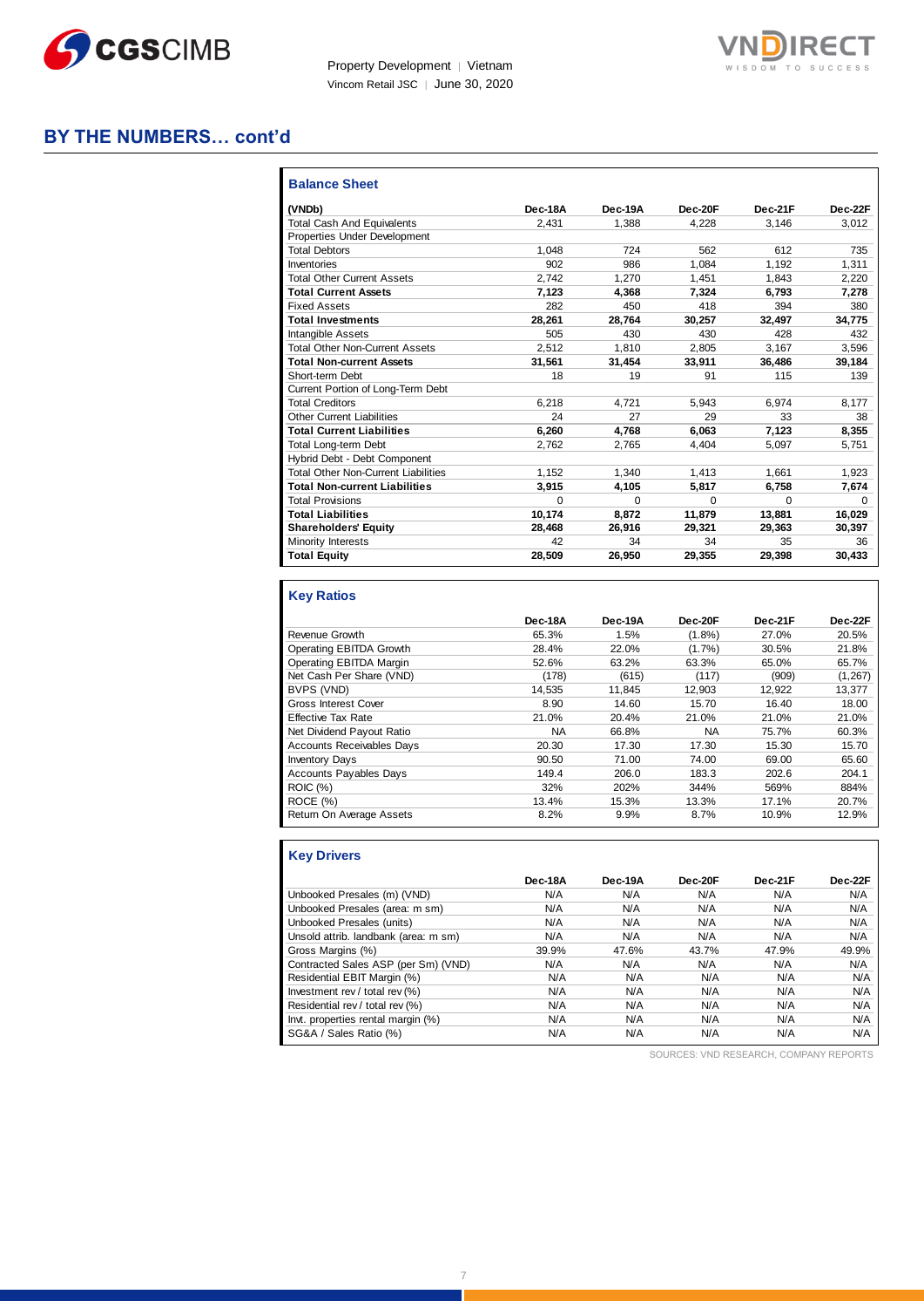## BY THE NUMBERS… cont'd

### Balance Sheet

| (VNDb) | Dec-18A | Dec-19A | Dec-20F | Dec-21F | Dec-22F |
|---|---|---|---|---|---|
| Total Cash And Equivalents | 2,431 | 1,388 | 4,228 | 3,146 | 3,012 |
| Properties Under Development | | | | | |
| Total Debtors | 1,048 | 724 | 562 | 612 | 735 |
| Inventories | 902 | 986 | 1,084 | 1,192 | 1,311 |
| Total Other Current Assets | 2,742 | 1,270 | 1,451 | 1,843 | 2,220 |
| **Total Current Assets** | **7,123** | **4,368** | **7,324** | **6,793** | **7,278** |
| Fixed Assets | 282 | 450 | 418 | 394 | 380 |
| **Total Investments** | **28,261** | **28,764** | **30,257** | **32,497** | **34,775** |
| Intangible Assets | 505 | 430 | 430 | 428 | 432 |
| Total Other Non-Current Assets | 2,512 | 1,810 | 2,805 | 3,167 | 3,596 |
| **Total Non-current Assets** | **31,561** | **31,454** | **33,911** | **36,486** | **39,184** |
| Short-term Debt | 18 | 19 | 91 | 115 | 139 |
| Current Portion of Long-Term Debt | | | | | |
| Total Creditors | 6,218 | 4,721 | 5,943 | 6,974 | 8,177 |
| Other Current Liabilities | 24 | 27 | 29 | 33 | 38 |
| **Total Current Liabilities** | **6,260** | **4,768** | **6,063** | **7,123** | **8,355** |
| Total Long-term Debt | 2,762 | 2,765 | 4,404 | 5,097 | 5,751 |
| Hybrid Debt - Debt Component | | | | | |
| Total Other Non-Current Liabilities | 1,152 | 1,340 | 1,413 | 1,661 | 1,923 |
| **Total Non-current Liabilities** | **3,915** | **4,105** | **5,817** | **6,758** | **7,674** |
| Total Provisions | 0 | 0 | 0 | 0 | 0 |
| **Total Liabilities** | **10,174** | **8,872** | **11,879** | **13,881** | **16,029** |
| **Shareholders' Equity** | **28,468** | **26,916** | **29,321** | **29,363** | **30,397** |
| Minority Interests | 42 | 34 | 34 | 35 | 36 |
| **Total Equity** | **28,509** | **26,950** | **29,355** | **29,398** | **30,433** |

### Key Ratios

| | Dec-18A | Dec-19A | Dec-20F | Dec-21F | Dec-22F |
|---|---|---|---|---|---|
| Revenue Growth | 65.3% | 1.5% | (1.8%) | 27.0% | 20.5% |
| Operating EBITDA Growth | 28.4% | 22.0% | (1.7%) | 30.5% | 21.8% |
| Operating EBITDA Margin | 52.6% | 63.2% | 63.3% | 65.0% | 65.7% |
| Net Cash Per Share (VND) | (178) | (615) | (117) | (909) | (1,267) |
| BVPS (VND) | 14,535 | 11,845 | 12,903 | 12,922 | 13,377 |
| Gross Interest Cover | 8.90 | 14.60 | 15.70 | 16.40 | 18.00 |
| Effective Tax Rate | 21.0% | 20.4% | 21.0% | 21.0% | 21.0% |
| Net Dividend Payout Ratio | NA | 66.8% | NA | 75.7% | 60.3% |
| Accounts Receivables Days | 20.30 | 17.30 | 17.30 | 15.30 | 15.70 |
| Inventory Days | 90.50 | 71.00 | 74.00 | 69.00 | 65.60 |
| Accounts Payables Days | 149.4 | 206.0 | 183.3 | 202.6 | 204.1 |
| ROIC (%) | 32% | 202% | 344% | 569% | 884% |
| ROCE (%) | 13.4% | 15.3% | 13.3% | 17.1% | 20.7% |
| Return On Average Assets | 8.2% | 9.9% | 8.7% | 10.9% | 12.9% |

### Key Drivers

| | Dec-18A | Dec-19A | Dec-20F | Dec-21F | Dec-22F |
|---|---|---|---|---|---|
| Unbooked Presales (m) (VND) | N/A | N/A | N/A | N/A | N/A |
| Unbooked Presales (area: m sm) | N/A | N/A | N/A | N/A | N/A |
| Unbooked Presales (units) | N/A | N/A | N/A | N/A | N/A |
| Unsold attrib. landbank (area: m sm) | N/A | N/A | N/A | N/A | N/A |
| Gross Margins (%) | 39.9% | 47.6% | 43.7% | 47.9% | 49.9% |
| Contracted Sales ASP (per Sm) (VND) | N/A | N/A | N/A | N/A | N/A |
| Residential EBIT Margin (%) | N/A | N/A | N/A | N/A | N/A |
| Investment rev / total rev (%) | N/A | N/A | N/A | N/A | N/A |
| Residential rev / total rev (%) | N/A | N/A | N/A | N/A | N/A |
| Invt. properties rental margin (%) | N/A | N/A | N/A | N/A | N/A |
| SG&A / Sales Ratio (%) | N/A | N/A | N/A | N/A | N/A |

SOURCES: VND RESEARCH, COMPANY REPORTS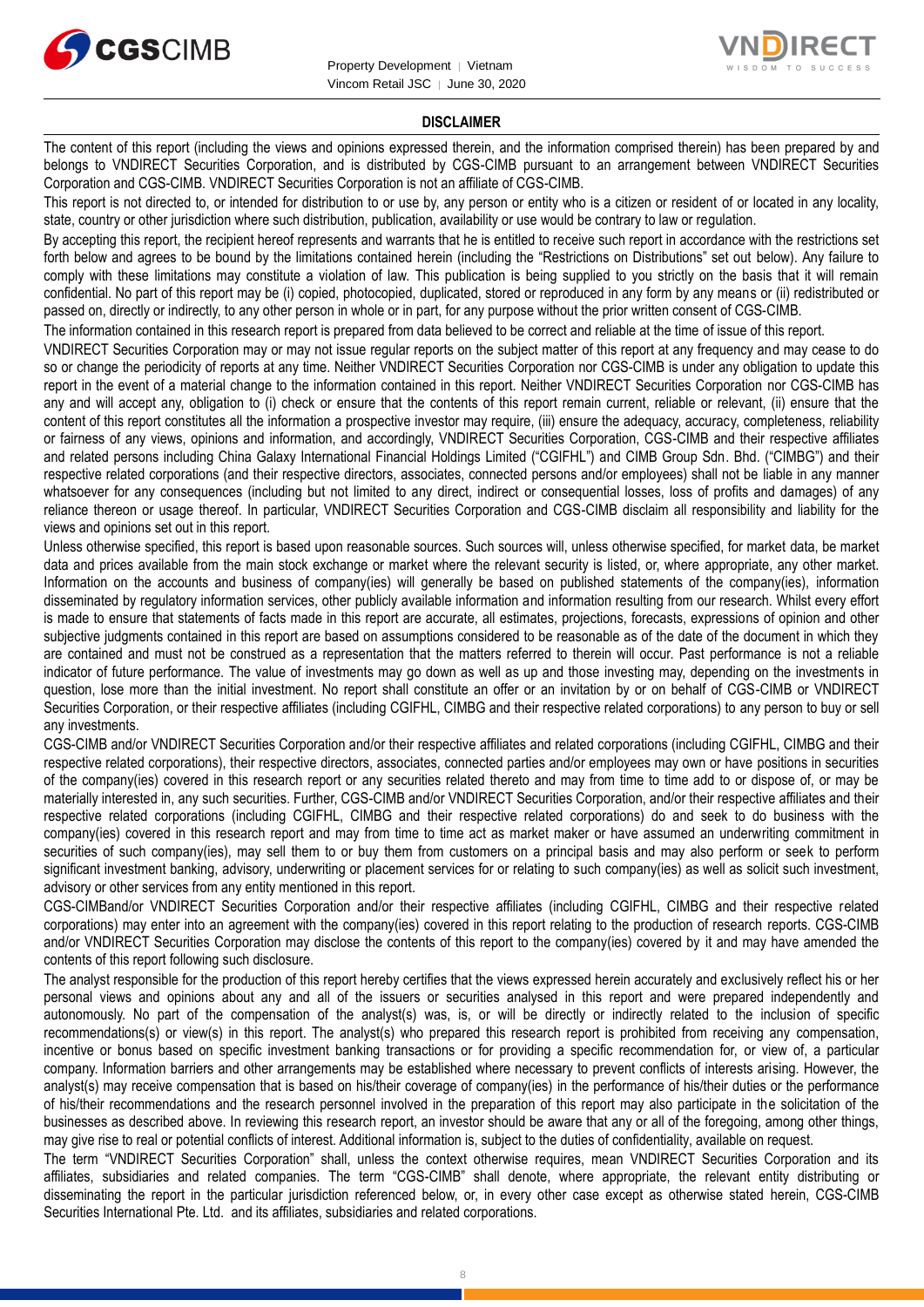## DISCLAIMER

The content of this report (including the views and opinions expressed therein, and the information comprised therein) has been prepared by and belongs to VNDIRECT Securities Corporation, and is distributed by CGS-CIMB pursuant to an arrangement between VNDIRECT Securities Corporation and CGS-CIMB. VNDIRECT Securities Corporation is not an affiliate of CGS-CIMB.

This report is not directed to, or intended for distribution to or use by, any person or entity who is a citizen or resident of or located in any locality, state, country or other jurisdiction where such distribution, publication, availability or use would be contrary to law or regulation.

By accepting this report, the recipient hereof represents and warrants that he is entitled to receive such report in accordance with the restrictions set forth below and agrees to be bound by the limitations contained herein (including the "Restrictions on Distributions" set out below). Any failure to comply with these limitations may constitute a violation of law. This publication is being supplied to you strictly on the basis that it will remain confidential. No part of this report may be (i) copied, photocopied, duplicated, stored or reproduced in any form by any means or (ii) redistributed or passed on, directly or indirectly, to any other person in whole or in part, for any purpose without the prior written consent of CGS-CIMB.

The information contained in this research report is prepared from data believed to be correct and reliable at the time of issue of this report.

VNDIRECT Securities Corporation may or may not issue regular reports on the subject matter of this report at any frequency and may cease to do so or change the periodicity of reports at any time. Neither VNDIRECT Securities Corporation nor CGS-CIMB is under any obligation to update this report in the event of a material change to the information contained in this report. Neither VNDIRECT Securities Corporation nor CGS-CIMB has any and will accept any, obligation to (i) check or ensure that the contents of this report remain current, reliable or relevant, (ii) ensure that the content of this report constitutes all the information a prospective investor may require, (iii) ensure the adequacy, accuracy, completeness, reliability or fairness of any views, opinions and information, and accordingly, VNDIRECT Securities Corporation, CGS-CIMB and their respective affiliates and related persons including China Galaxy International Financial Holdings Limited ("CGIFHL") and CIMB Group Sdn. Bhd. ("CIMBG") and their respective related corporations (and their respective directors, associates, connected persons and/or employees) shall not be liable in any manner whatsoever for any consequences (including but not limited to any direct, indirect or consequential losses, loss of profits and damages) of any reliance thereon or usage thereof. In particular, VNDIRECT Securities Corporation and CGS-CIMB disclaim all responsibility and liability for the views and opinions set out in this report.

Unless otherwise specified, this report is based upon reasonable sources. Such sources will, unless otherwise specified, for market data, be market data and prices available from the main stock exchange or market where the relevant security is listed, or, where appropriate, any other market. Information on the accounts and business of company(ies) will generally be based on published statements of the company(ies), information disseminated by regulatory information services, other publicly available information and information resulting from our research. Whilst every effort is made to ensure that statements of facts made in this report are accurate, all estimates, projections, forecasts, expressions of opinion and other subjective judgments contained in this report are based on assumptions considered to be reasonable as of the date of the document in which they are contained and must not be construed as a representation that the matters referred to therein will occur. Past performance is not a reliable indicator of future performance. The value of investments may go down as well as up and those investing may, depending on the investments in question, lose more than the initial investment. No report shall constitute an offer or an invitation by or on behalf of CGS-CIMB or VNDIRECT Securities Corporation, or their respective affiliates (including CGIFHL, CIMBG and their respective related corporations) to any person to buy or sell any investments.

CGS-CIMB and/or VNDIRECT Securities Corporation and/or their respective affiliates and related corporations (including CGIFHL, CIMBG and their respective related corporations), their respective directors, associates, connected parties and/or employees may own or have positions in securities of the company(ies) covered in this research report or any securities related thereto and may from time to time add to or dispose of, or may be materially interested in, any such securities. Further, CGS-CIMB and/or VNDIRECT Securities Corporation, and/or their respective affiliates and their respective related corporations (including CGIFHL, CIMBG and their respective related corporations) do and seek to do business with the company(ies) covered in this research report and may from time to time act as market maker or have assumed an underwriting commitment in securities of such company(ies), may sell them to or buy them from customers on a principal basis and may also perform or seek to perform significant investment banking, advisory, underwriting or placement services for or relating to such company(ies) as well as solicit such investment, advisory or other services from any entity mentioned in this report.

CGS-CIMBand/or VNDIRECT Securities Corporation and/or their respective affiliates (including CGIFHL, CIMBG and their respective related corporations) may enter into an agreement with the company(ies) covered in this report relating to the production of research reports. CGS-CIMB and/or VNDIRECT Securities Corporation may disclose the contents of this report to the company(ies) covered by it and may have amended the contents of this report following such disclosure.

The analyst responsible for the production of this report hereby certifies that the views expressed herein accurately and exclusively reflect his or her personal views and opinions about any and all of the issuers or securities analysed in this report and were prepared independently and autonomously. No part of the compensation of the analyst(s) was, is, or will be directly or indirectly related to the inclusion of specific recommendations(s) or view(s) in this report. The analyst(s) who prepared this research report is prohibited from receiving any compensation, incentive or bonus based on specific investment banking transactions or for providing a specific recommendation for, or view of, a particular company. Information barriers and other arrangements may be established where necessary to prevent conflicts of interests arising. However, the analyst(s) may receive compensation that is based on his/their coverage of company(ies) in the performance of his/their duties or the performance of his/their recommendations and the research personnel involved in the preparation of this report may also participate in the solicitation of the businesses as described above. In reviewing this research report, an investor should be aware that any or all of the foregoing, among other things, may give rise to real or potential conflicts of interest. Additional information is, subject to the duties of confidentiality, available on request.

The term "VNDIRECT Securities Corporation" shall, unless the context otherwise requires, mean VNDIRECT Securities Corporation and its affiliates, subsidiaries and related companies. The term "CGS-CIMB" shall denote, where appropriate, the relevant entity distributing or disseminating the report in the particular jurisdiction referenced below, or, in every other case except as otherwise stated herein, CGS-CIMB Securities International Pte. Ltd. and its affiliates, subsidiaries and related corporations.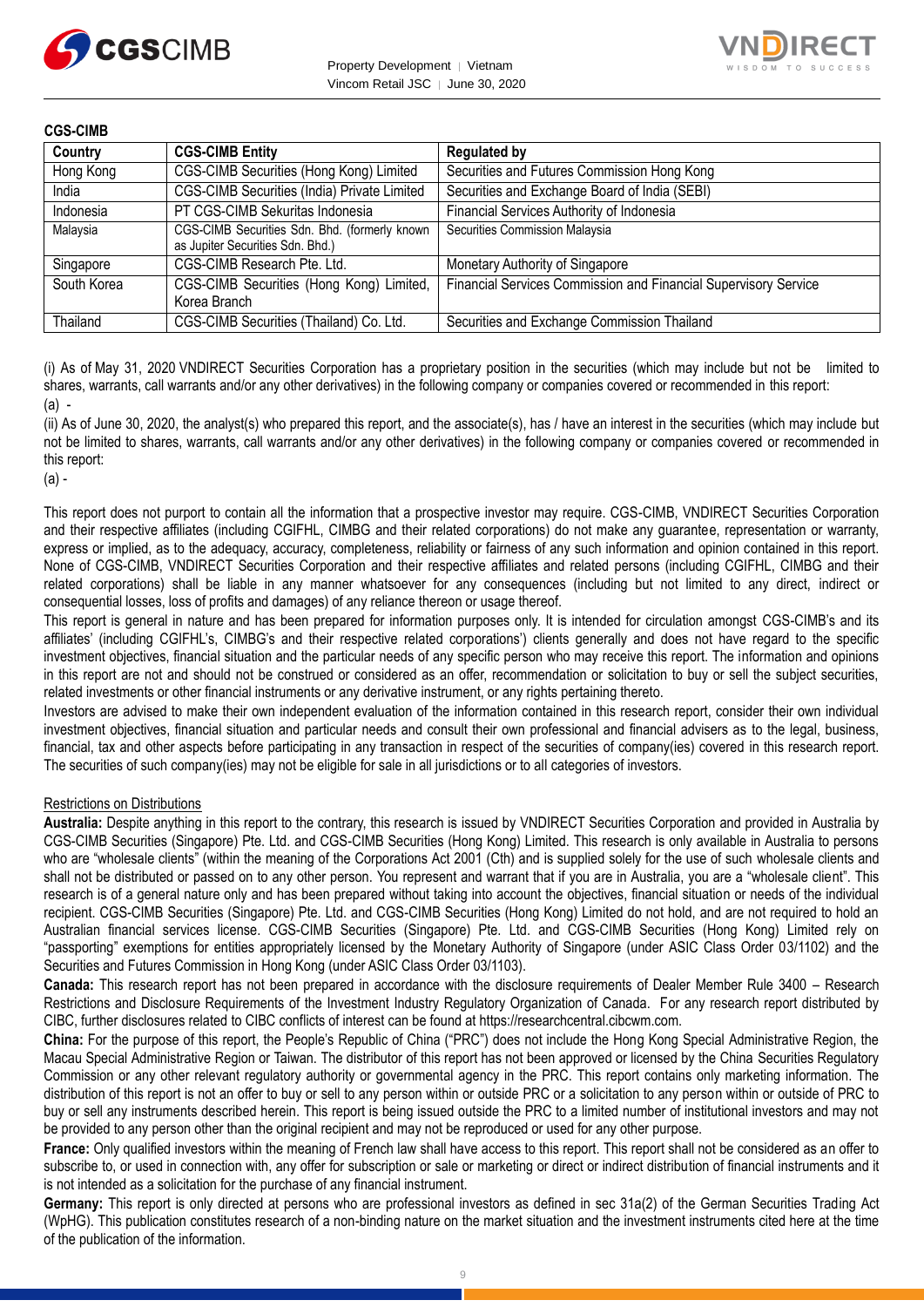**CGS-CIMB**

| Country | CGS-CIMB Entity | Regulated by |
|---|---|---|
| Hong Kong | CGS-CIMB Securities (Hong Kong) Limited | Securities and Futures Commission Hong Kong |
| India | CGS-CIMB Securities (India) Private Limited | Securities and Exchange Board of India (SEBI) |
| Indonesia | PT CGS-CIMB Sekuritas Indonesia | Financial Services Authority of Indonesia |
| Malaysia | CGS-CIMB Securities Sdn. Bhd. (formerly known as Jupiter Securities Sdn. Bhd.) | Securities Commission Malaysia |
| Singapore | CGS-CIMB Research Pte. Ltd. | Monetary Authority of Singapore |
| South Korea | CGS-CIMB Securities (Hong Kong) Limited, Korea Branch | Financial Services Commission and Financial Supervisory Service |
| Thailand | CGS-CIMB Securities (Thailand) Co. Ltd. | Securities and Exchange Commission Thailand |

(i) As of May 31, 2020 VNDIRECT Securities Corporation has a proprietary position in the securities (which may include but not be limited to shares, warrants, call warrants and/or any other derivatives) in the following company or companies covered or recommended in this report:
(a) -

(ii) As of June 30, 2020, the analyst(s) who prepared this report, and the associate(s), has / have an interest in the securities (which may include but not be limited to shares, warrants, call warrants and/or any other derivatives) in the following company or companies covered or recommended in this report:
(a) -

This report does not purport to contain all the information that a prospective investor may require. CGS-CIMB, VNDIRECT Securities Corporation and their respective affiliates (including CGIFHL, CIMBG and their related corporations) do not make any guarantee, representation or warranty, express or implied, as to the adequacy, accuracy, completeness, reliability or fairness of any such information and opinion contained in this report. None of CGS-CIMB, VNDIRECT Securities Corporation and their respective affiliates and related persons (including CGIFHL, CIMBG and their related corporations) shall be liable in any manner whatsoever for any consequences (including but not limited to any direct, indirect or consequential losses, loss of profits and damages) of any reliance thereon or usage thereof.

This report is general in nature and has been prepared for information purposes only. It is intended for circulation amongst CGS-CIMB's and its affiliates' (including CGIFHL's, CIMBG's and their respective related corporations') clients generally and does not have regard to the specific investment objectives, financial situation and the particular needs of any specific person who may receive this report. The information and opinions in this report are not and should not be construed or considered as an offer, recommendation or solicitation to buy or sell the subject securities, related investments or other financial instruments or any derivative instrument, or any rights pertaining thereto.

Investors are advised to make their own independent evaluation of the information contained in this research report, consider their own individual investment objectives, financial situation and particular needs and consult their own professional and financial advisers as to the legal, business, financial, tax and other aspects before participating in any transaction in respect of the securities of company(ies) covered in this research report. The securities of such company(ies) may not be eligible for sale in all jurisdictions or to all categories of investors.

Restrictions on Distributions

**Australia:** Despite anything in this report to the contrary, this research is issued by VNDIRECT Securities Corporation and provided in Australia by CGS-CIMB Securities (Singapore) Pte. Ltd. and CGS-CIMB Securities (Hong Kong) Limited. This research is only available in Australia to persons who are "wholesale clients" (within the meaning of the Corporations Act 2001 (Cth) and is supplied solely for the use of such wholesale clients and shall not be distributed or passed on to any other person. You represent and warrant that if you are in Australia, you are a "wholesale client". This research is of a general nature only and has been prepared without taking into account the objectives, financial situation or needs of the individual recipient. CGS-CIMB Securities (Singapore) Pte. Ltd. and CGS-CIMB Securities (Hong Kong) Limited do not hold, and are not required to hold an Australian financial services license. CGS-CIMB Securities (Singapore) Pte. Ltd. and CGS-CIMB Securities (Hong Kong) Limited rely on "passporting" exemptions for entities appropriately licensed by the Monetary Authority of Singapore (under ASIC Class Order 03/1102) and the Securities and Futures Commission in Hong Kong (under ASIC Class Order 03/1103).

**Canada:** This research report has not been prepared in accordance with the disclosure requirements of Dealer Member Rule 3400 – Research Restrictions and Disclosure Requirements of the Investment Industry Regulatory Organization of Canada. For any research report distributed by CIBC, further disclosures related to CIBC conflicts of interest can be found at https://researchcentral.cibcwm.com.

**China:** For the purpose of this report, the People's Republic of China ("PRC") does not include the Hong Kong Special Administrative Region, the Macau Special Administrative Region or Taiwan. The distributor of this report has not been approved or licensed by the China Securities Regulatory Commission or any other relevant regulatory authority or governmental agency in the PRC. This report contains only marketing information. The distribution of this report is not an offer to buy or sell to any person within or outside PRC or a solicitation to any person within or outside of PRC to buy or sell any instruments described herein. This report is being issued outside the PRC to a limited number of institutional investors and may not be provided to any person other than the original recipient and may not be reproduced or used for any other purpose.

**France:** Only qualified investors within the meaning of French law shall have access to this report. This report shall not be considered as an offer to subscribe to, or used in connection with, any offer for subscription or sale or marketing or direct or indirect distribution of financial instruments and it is not intended as a solicitation for the purchase of any financial instrument.

**Germany:** This report is only directed at persons who are professional investors as defined in sec 31a(2) of the German Securities Trading Act (WpHG). This publication constitutes research of a non-binding nature on the market situation and the investment instruments cited here at the time of the publication of the information.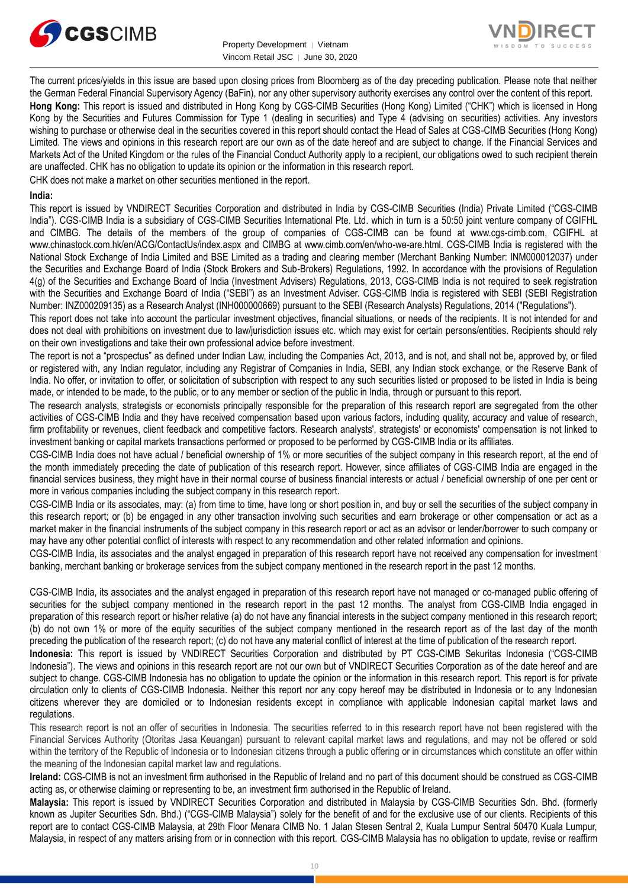The current prices/yields in this issue are based upon closing prices from Bloomberg as of the day preceding publication. Please note that neither the German Federal Financial Supervisory Agency (BaFin), nor any other supervisory authority exercises any control over the content of this report.

**Hong Kong:** This report is issued and distributed in Hong Kong by CGS-CIMB Securities (Hong Kong) Limited ("CHK") which is licensed in Hong Kong by the Securities and Futures Commission for Type 1 (dealing in securities) and Type 4 (advising on securities) activities. Any investors wishing to purchase or otherwise deal in the securities covered in this report should contact the Head of Sales at CGS-CIMB Securities (Hong Kong) Limited. The views and opinions in this research report are our own as of the date hereof and are subject to change. If the Financial Services and Markets Act of the United Kingdom or the rules of the Financial Conduct Authority apply to a recipient, our obligations owed to such recipient therein are unaffected. CHK has no obligation to update its opinion or the information in this research report.

CHK does not make a market on other securities mentioned in the report.

**India:**

This report is issued by VNDIRECT Securities Corporation and distributed in India by CGS-CIMB Securities (India) Private Limited ("CGS-CIMB India"). CGS-CIMB India is a subsidiary of CGS-CIMB Securities International Pte. Ltd. which in turn is a 50:50 joint venture company of CGIFHL and CIMBG. The details of the members of the group of companies of CGS-CIMB can be found at www.cgs-cimb.com, CGIFHL at www.chinastock.com.hk/en/ACG/ContactUs/index.aspx and CIMBG at www.cimb.com/en/who-we-are.html. CGS-CIMB India is registered with the National Stock Exchange of India Limited and BSE Limited as a trading and clearing member (Merchant Banking Number: INM000012037) under the Securities and Exchange Board of India (Stock Brokers and Sub-Brokers) Regulations, 1992. In accordance with the provisions of Regulation 4(g) of the Securities and Exchange Board of India (Investment Advisers) Regulations, 2013, CGS-CIMB India is not required to seek registration with the Securities and Exchange Board of India ("SEBI") as an Investment Adviser. CGS-CIMB India is registered with SEBI (SEBI Registration Number: INZ000209135) as a Research Analyst (INH000000669) pursuant to the SEBI (Research Analysts) Regulations, 2014 ("Regulations").

This report does not take into account the particular investment objectives, financial situations, or needs of the recipients. It is not intended for and does not deal with prohibitions on investment due to law/jurisdiction issues etc. which may exist for certain persons/entities. Recipients should rely on their own investigations and take their own professional advice before investment.

The report is not a "prospectus" as defined under Indian Law, including the Companies Act, 2013, and is not, and shall not be, approved by, or filed or registered with, any Indian regulator, including any Registrar of Companies in India, SEBI, any Indian stock exchange, or the Reserve Bank of India. No offer, or invitation to offer, or solicitation of subscription with respect to any such securities listed or proposed to be listed in India is being made, or intended to be made, to the public, or to any member or section of the public in India, through or pursuant to this report.

The research analysts, strategists or economists principally responsible for the preparation of this research report are segregated from the other activities of CGS-CIMB India and they have received compensation based upon various factors, including quality, accuracy and value of research, firm profitability or revenues, client feedback and competitive factors. Research analysts', strategists' or economists' compensation is not linked to investment banking or capital markets transactions performed or proposed to be performed by CGS-CIMB India or its affiliates.

CGS-CIMB India does not have actual / beneficial ownership of 1% or more securities of the subject company in this research report, at the end of the month immediately preceding the date of publication of this research report. However, since affiliates of CGS-CIMB India are engaged in the financial services business, they might have in their normal course of business financial interests or actual / beneficial ownership of one per cent or more in various companies including the subject company in this research report.

CGS-CIMB India or its associates, may: (a) from time to time, have long or short position in, and buy or sell the securities of the subject company in this research report; or (b) be engaged in any other transaction involving such securities and earn brokerage or other compensation or act as a market maker in the financial instruments of the subject company in this research report or act as an advisor or lender/borrower to such company or may have any other potential conflict of interests with respect to any recommendation and other related information and opinions.

CGS-CIMB India, its associates and the analyst engaged in preparation of this research report have not received any compensation for investment banking, merchant banking or brokerage services from the subject company mentioned in the research report in the past 12 months.

CGS-CIMB India, its associates and the analyst engaged in preparation of this research report have not managed or co-managed public offering of securities for the subject company mentioned in the research report in the past 12 months. The analyst from CGS-CIMB India engaged in preparation of this research report or his/her relative (a) do not have any financial interests in the subject company mentioned in this research report; (b) do not own 1% or more of the equity securities of the subject company mentioned in the research report as of the last day of the month preceding the publication of the research report; (c) do not have any material conflict of interest at the time of publication of the research report.

**Indonesia:** This report is issued by VNDIRECT Securities Corporation and distributed by PT CGS-CIMB Sekuritas Indonesia ("CGS-CIMB Indonesia"). The views and opinions in this research report are not our own but of VNDIRECT Securities Corporation as of the date hereof and are subject to change. CGS-CIMB Indonesia has no obligation to update the opinion or the information in this research report. This report is for private circulation only to clients of CGS-CIMB Indonesia. Neither this report nor any copy hereof may be distributed in Indonesia or to any Indonesian citizens wherever they are domiciled or to Indonesian residents except in compliance with applicable Indonesian capital market laws and regulations.

This research report is not an offer of securities in Indonesia. The securities referred to in this research report have not been registered with the Financial Services Authority (Otoritas Jasa Keuangan) pursuant to relevant capital market laws and regulations, and may not be offered or sold within the territory of the Republic of Indonesia or to Indonesian citizens through a public offering or in circumstances which constitute an offer within the meaning of the Indonesian capital market law and regulations.

**Ireland:** CGS-CIMB is not an investment firm authorised in the Republic of Ireland and no part of this document should be construed as CGS-CIMB acting as, or otherwise claiming or representing to be, an investment firm authorised in the Republic of Ireland.

**Malaysia:** This report is issued by VNDIRECT Securities Corporation and distributed in Malaysia by CGS-CIMB Securities Sdn. Bhd. (formerly known as Jupiter Securities Sdn. Bhd.) ("CGS-CIMB Malaysia") solely for the benefit of and for the exclusive use of our clients. Recipients of this report are to contact CGS-CIMB Malaysia, at 29th Floor Menara CIMB No. 1 Jalan Stesen Sentral 2, Kuala Lumpur Sentral 50470 Kuala Lumpur, Malaysia, in respect of any matters arising from or in connection with this report. CGS-CIMB Malaysia has no obligation to update, revise or reaffirm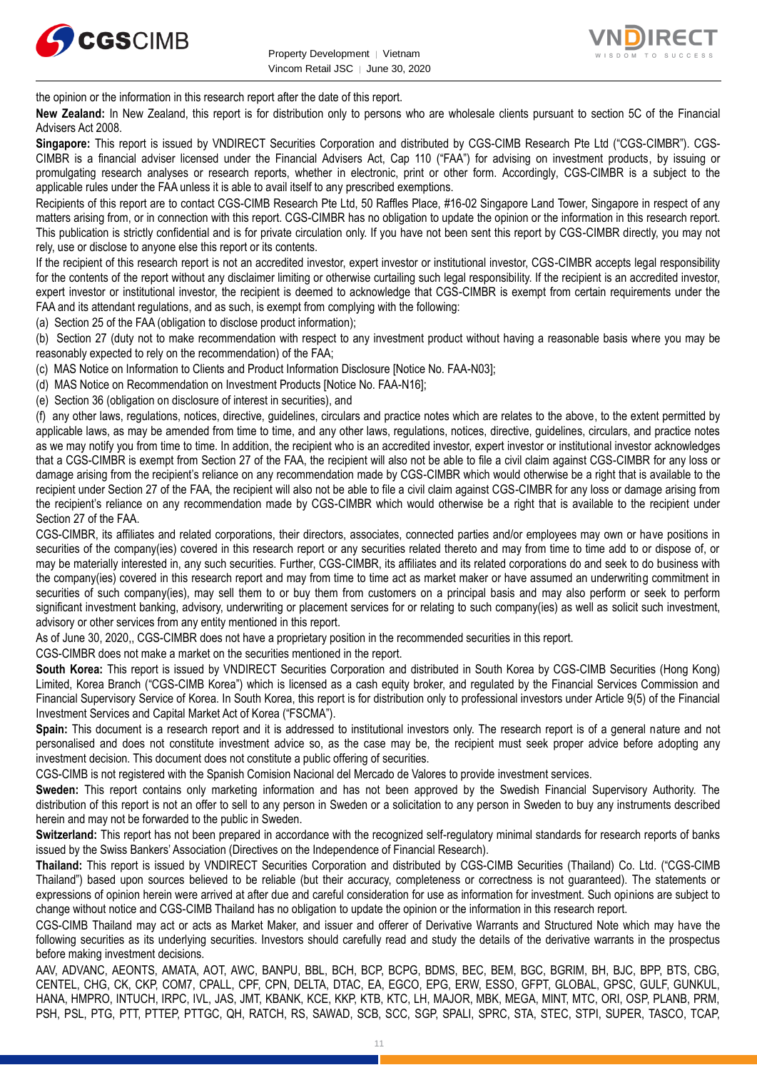the opinion or the information in this research report after the date of this report.

**New Zealand:** In New Zealand, this report is for distribution only to persons who are wholesale clients pursuant to section 5C of the Financial Advisers Act 2008.

**Singapore:** This report is issued by VNDIRECT Securities Corporation and distributed by CGS-CIMB Research Pte Ltd ("CGS-CIMBR"). CGS-CIMBR is a financial adviser licensed under the Financial Advisers Act, Cap 110 ("FAA") for advising on investment products, by issuing or promulgating research analyses or research reports, whether in electronic, print or other form. Accordingly, CGS-CIMBR is a subject to the applicable rules under the FAA unless it is able to avail itself to any prescribed exemptions.

Recipients of this report are to contact CGS-CIMB Research Pte Ltd, 50 Raffles Place, #16-02 Singapore Land Tower, Singapore in respect of any matters arising from, or in connection with this report. CGS-CIMBR has no obligation to update the opinion or the information in this research report. This publication is strictly confidential and is for private circulation only. If you have not been sent this report by CGS-CIMBR directly, you may not rely, use or disclose to anyone else this report or its contents.

If the recipient of this research report is not an accredited investor, expert investor or institutional investor, CGS-CIMBR accepts legal responsibility for the contents of the report without any disclaimer limiting or otherwise curtailing such legal responsibility. If the recipient is an accredited investor, expert investor or institutional investor, the recipient is deemed to acknowledge that CGS-CIMBR is exempt from certain requirements under the FAA and its attendant regulations, and as such, is exempt from complying with the following:

(a) Section 25 of the FAA (obligation to disclose product information);

(b) Section 27 (duty not to make recommendation with respect to any investment product without having a reasonable basis where you may be reasonably expected to rely on the recommendation) of the FAA;

(c) MAS Notice on Information to Clients and Product Information Disclosure [Notice No. FAA-N03];

(d) MAS Notice on Recommendation on Investment Products [Notice No. FAA-N16];

(e) Section 36 (obligation on disclosure of interest in securities), and

(f) any other laws, regulations, notices, directive, guidelines, circulars and practice notes which are relates to the above, to the extent permitted by applicable laws, as may be amended from time to time, and any other laws, regulations, notices, directive, guidelines, circulars, and practice notes as we may notify you from time to time. In addition, the recipient who is an accredited investor, expert investor or institutional investor acknowledges that a CGS-CIMBR is exempt from Section 27 of the FAA, the recipient will also not be able to file a civil claim against CGS-CIMBR for any loss or damage arising from the recipient's reliance on any recommendation made by CGS-CIMBR which would otherwise be a right that is available to the recipient under Section 27 of the FAA, the recipient will also not be able to file a civil claim against CGS-CIMBR for any loss or damage arising from the recipient's reliance on any recommendation made by CGS-CIMBR which would otherwise be a right that is available to the recipient under Section 27 of the FAA.

CGS-CIMBR, its affiliates and related corporations, their directors, associates, connected parties and/or employees may own or have positions in securities of the company(ies) covered in this research report or any securities related thereto and may from time to time add to or dispose of, or may be materially interested in, any such securities. Further, CGS-CIMBR, its affiliates and its related corporations do and seek to do business with the company(ies) covered in this research report and may from time to time act as market maker or have assumed an underwriting commitment in securities of such company(ies), may sell them to or buy them from customers on a principal basis and may also perform or seek to perform significant investment banking, advisory, underwriting or placement services for or relating to such company(ies) as well as solicit such investment, advisory or other services from any entity mentioned in this report.

As of June 30, 2020,, CGS-CIMBR does not have a proprietary position in the recommended securities in this report.

CGS-CIMBR does not make a market on the securities mentioned in the report.

**South Korea:** This report is issued by VNDIRECT Securities Corporation and distributed in South Korea by CGS-CIMB Securities (Hong Kong) Limited, Korea Branch ("CGS-CIMB Korea") which is licensed as a cash equity broker, and regulated by the Financial Services Commission and Financial Supervisory Service of Korea. In South Korea, this report is for distribution only to professional investors under Article 9(5) of the Financial Investment Services and Capital Market Act of Korea ("FSCMA").

**Spain:** This document is a research report and it is addressed to institutional investors only. The research report is of a general nature and not personalised and does not constitute investment advice so, as the case may be, the recipient must seek proper advice before adopting any investment decision. This document does not constitute a public offering of securities.

CGS-CIMB is not registered with the Spanish Comision Nacional del Mercado de Valores to provide investment services.

**Sweden:** This report contains only marketing information and has not been approved by the Swedish Financial Supervisory Authority. The distribution of this report is not an offer to sell to any person in Sweden or a solicitation to any person in Sweden to buy any instruments described herein and may not be forwarded to the public in Sweden.

**Switzerland:** This report has not been prepared in accordance with the recognized self-regulatory minimal standards for research reports of banks issued by the Swiss Bankers' Association (Directives on the Independence of Financial Research).

**Thailand:** This report is issued by VNDIRECT Securities Corporation and distributed by CGS-CIMB Securities (Thailand) Co. Ltd. ("CGS-CIMB Thailand") based upon sources believed to be reliable (but their accuracy, completeness or correctness is not guaranteed). The statements or expressions of opinion herein were arrived at after due and careful consideration for use as information for investment. Such opinions are subject to change without notice and CGS-CIMB Thailand has no obligation to update the opinion or the information in this research report.

CGS-CIMB Thailand may act or acts as Market Maker, and issuer and offerer of Derivative Warrants and Structured Note which may have the following securities as its underlying securities. Investors should carefully read and study the details of the derivative warrants in the prospectus before making investment decisions.

AAV, ADVANC, AEONTS, AMATA, AOT, AWC, BANPU, BBL, BCH, BCP, BCPG, BDMS, BEC, BEM, BGC, BGRIM, BH, BJC, BPP, BTS, CBG, CENTEL, CHG, CK, CKP, COM7, CPALL, CPF, CPN, DELTA, DTAC, EA, EGCO, EPG, ERW, ESSO, GFPT, GLOBAL, GPSC, GULF, GUNKUL, HANA, HMPRO, INTUCH, IRPC, IVL, JAS, JMT, KBANK, KCE, KKP, KTB, KTC, LH, MAJOR, MBK, MEGA, MINT, MTC, ORI, OSP, PLANB, PRM, PSH, PSL, PTG, PTT, PTTEP, PTTGC, QH, RATCH, RS, SAWAD, SCB, SCC, SGP, SPALI, SPRC, STA, STEC, STPI, SUPER, TASCO, TCAP,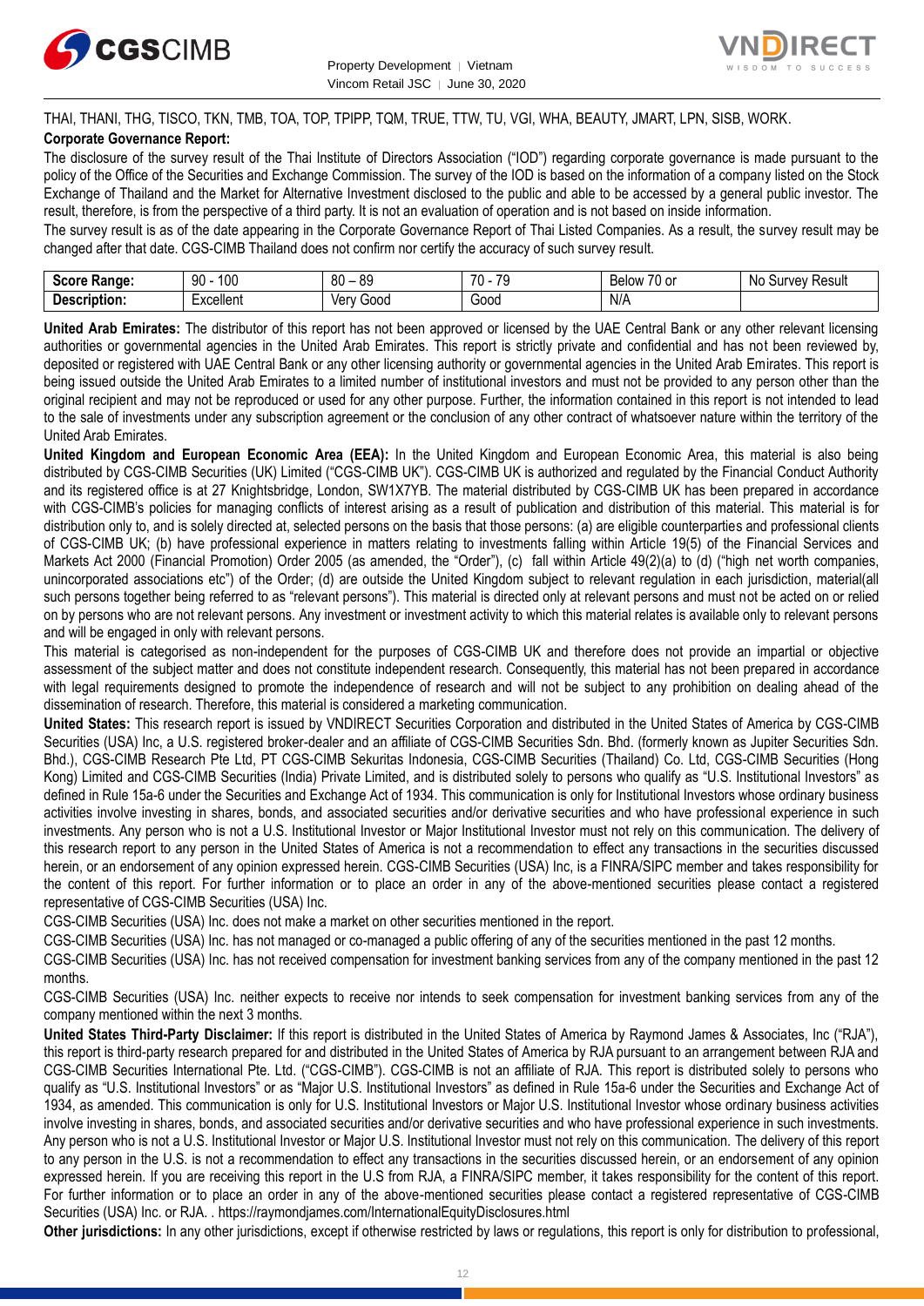THAI, THANI, THG, TISCO, TKN, TMB, TOA, TOP, TPIPP, TQM, TRUE, TTW, TU, VGI, WHA, BEAUTY, JMART, LPN, SISB, WORK.

**Corporate Governance Report:**

The disclosure of the survey result of the Thai Institute of Directors Association ("IOD") regarding corporate governance is made pursuant to the policy of the Office of the Securities and Exchange Commission. The survey of the IOD is based on the information of a company listed on the Stock Exchange of Thailand and the Market for Alternative Investment disclosed to the public and able to be accessed by a general public investor. The result, therefore, is from the perspective of a third party. It is not an evaluation of operation and is not based on inside information.

The survey result is as of the date appearing in the Corporate Governance Report of Thai Listed Companies. As a result, the survey result may be changed after that date. CGS-CIMB Thailand does not confirm nor certify the accuracy of such survey result.

| **Score Range:** | 90 - 100 | 80 – 89 | 70 - 79 | Below 70 or | No Survey Result |
|---|---|---|---|---|---|
| **Description:** | Excellent | Very Good | Good | N/A | |

**United Arab Emirates:** The distributor of this report has not been approved or licensed by the UAE Central Bank or any other relevant licensing authorities or governmental agencies in the United Arab Emirates. This report is strictly private and confidential and has not been reviewed by, deposited or registered with UAE Central Bank or any other licensing authority or governmental agencies in the United Arab Emirates. This report is being issued outside the United Arab Emirates to a limited number of institutional investors and must not be provided to any person other than the original recipient and may not be reproduced or used for any other purpose. Further, the information contained in this report is not intended to lead to the sale of investments under any subscription agreement or the conclusion of any other contract of whatsoever nature within the territory of the United Arab Emirates.

**United Kingdom and European Economic Area (EEA):** In the United Kingdom and European Economic Area, this material is also being distributed by CGS-CIMB Securities (UK) Limited ("CGS-CIMB UK"). CGS-CIMB UK is authorized and regulated by the Financial Conduct Authority and its registered office is at 27 Knightsbridge, London, SW1X7YB. The material distributed by CGS-CIMB UK has been prepared in accordance with CGS-CIMB's policies for managing conflicts of interest arising as a result of publication and distribution of this material. This material is for distribution only to, and is solely directed at, selected persons on the basis that those persons: (a) are eligible counterparties and professional clients of CGS-CIMB UK; (b) have professional experience in matters relating to investments falling within Article 19(5) of the Financial Services and Markets Act 2000 (Financial Promotion) Order 2005 (as amended, the "Order"), (c) fall within Article 49(2)(a) to (d) ("high net worth companies, unincorporated associations etc") of the Order; (d) are outside the United Kingdom subject to relevant regulation in each jurisdiction, material(all such persons together being referred to as "relevant persons"). This material is directed only at relevant persons and must not be acted on or relied on by persons who are not relevant persons. Any investment or investment activity to which this material relates is available only to relevant persons and will be engaged in only with relevant persons.

This material is categorised as non-independent for the purposes of CGS-CIMB UK and therefore does not provide an impartial or objective assessment of the subject matter and does not constitute independent research. Consequently, this material has not been prepared in accordance with legal requirements designed to promote the independence of research and will not be subject to any prohibition on dealing ahead of the dissemination of research. Therefore, this material is considered a marketing communication.

**United States:** This research report is issued by VNDIRECT Securities Corporation and distributed in the United States of America by CGS-CIMB Securities (USA) Inc, a U.S. registered broker-dealer and an affiliate of CGS-CIMB Securities Sdn. Bhd. (formerly known as Jupiter Securities Sdn. Bhd.), CGS-CIMB Research Pte Ltd, PT CGS-CIMB Sekuritas Indonesia, CGS-CIMB Securities (Thailand) Co. Ltd, CGS-CIMB Securities (Hong Kong) Limited and CGS-CIMB Securities (India) Private Limited, and is distributed solely to persons who qualify as "U.S. Institutional Investors" as defined in Rule 15a-6 under the Securities and Exchange Act of 1934. This communication is only for Institutional Investors whose ordinary business activities involve investing in shares, bonds, and associated securities and/or derivative securities and who have professional experience in such investments. Any person who is not a U.S. Institutional Investor or Major Institutional Investor must not rely on this communication. The delivery of this research report to any person in the United States of America is not a recommendation to effect any transactions in the securities discussed herein, or an endorsement of any opinion expressed herein. CGS-CIMB Securities (USA) Inc, is a FINRA/SIPC member and takes responsibility for the content of this report. For further information or to place an order in any of the above-mentioned securities please contact a registered representative of CGS-CIMB Securities (USA) Inc.

CGS-CIMB Securities (USA) Inc. does not make a market on other securities mentioned in the report.

CGS-CIMB Securities (USA) Inc. has not managed or co-managed a public offering of any of the securities mentioned in the past 12 months.

CGS-CIMB Securities (USA) Inc. has not received compensation for investment banking services from any of the company mentioned in the past 12 months.

CGS-CIMB Securities (USA) Inc. neither expects to receive nor intends to seek compensation for investment banking services from any of the company mentioned within the next 3 months.

**United States Third-Party Disclaimer:** If this report is distributed in the United States of America by Raymond James & Associates, Inc ("RJA"), this report is third-party research prepared for and distributed in the United States of America by RJA pursuant to an arrangement between RJA and CGS-CIMB Securities International Pte. Ltd. ("CGS-CIMB"). CGS-CIMB is not an affiliate of RJA. This report is distributed solely to persons who qualify as "U.S. Institutional Investors" or as "Major U.S. Institutional Investors" as defined in Rule 15a-6 under the Securities and Exchange Act of 1934, as amended. This communication is only for U.S. Institutional Investors or Major U.S. Institutional Investor whose ordinary business activities involve investing in shares, bonds, and associated securities and/or derivative securities and who have professional experience in such investments. Any person who is not a U.S. Institutional Investor or Major U.S. Institutional Investor must not rely on this communication. The delivery of this report to any person in the U.S. is not a recommendation to effect any transactions in the securities discussed herein, or an endorsement of any opinion expressed herein. If you are receiving this report in the U.S from RJA, a FINRA/SIPC member, it takes responsibility for the content of this report. For further information or to place an order in any of the above-mentioned securities please contact a registered representative of CGS-CIMB Securities (USA) Inc. or RJA. . https://raymondjames.com/InternationalEquityDisclosures.html

**Other jurisdictions:** In any other jurisdictions, except if otherwise restricted by laws or regulations, this report is only for distribution to professional,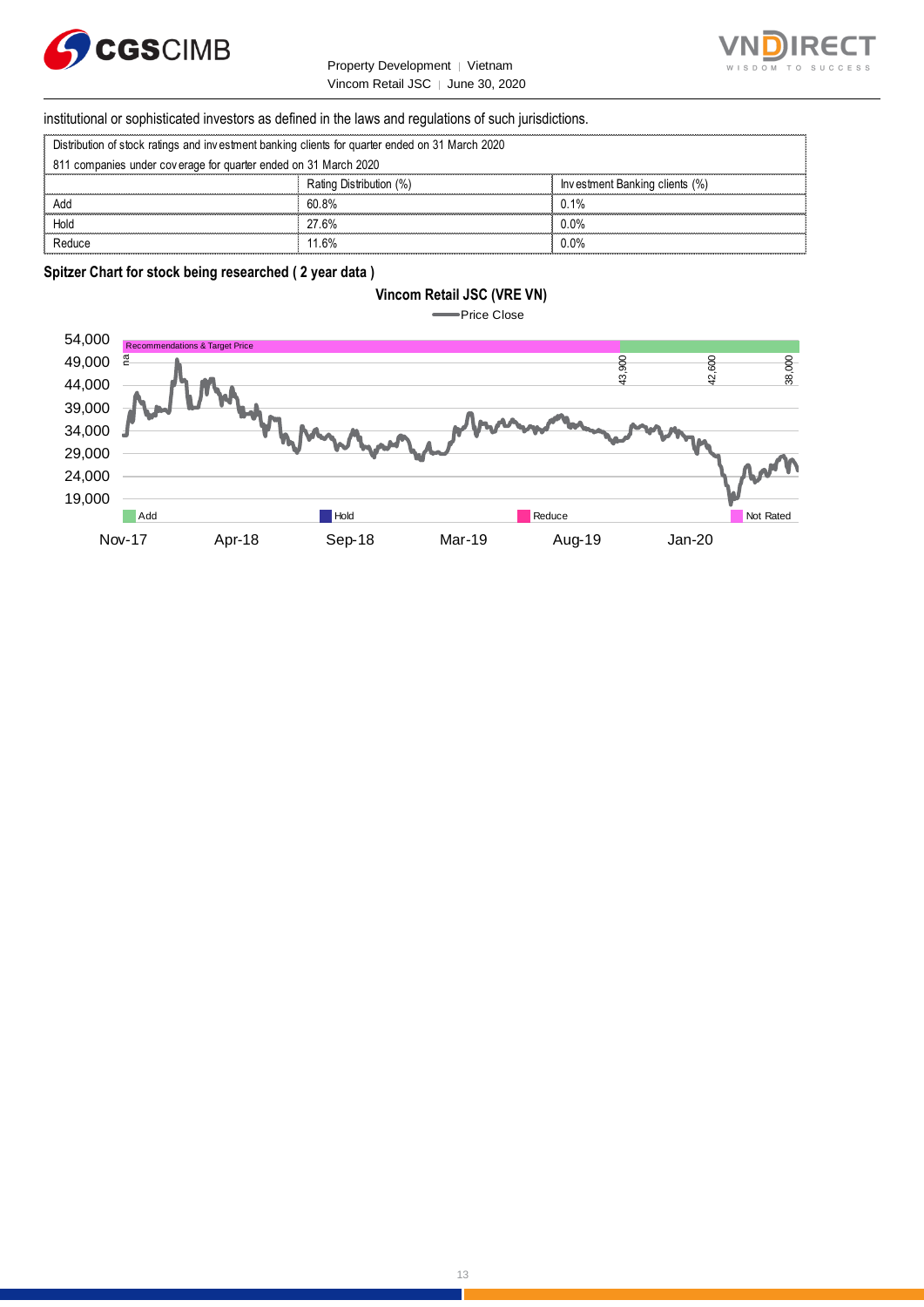institutional or sophisticated investors as defined in the laws and regulations of such jurisdictions.

| Distribution of stock ratings and investment banking clients for quarter ended on 31 March 2020 | | |
|---|---|---|
| 811 companies under coverage for quarter ended on 31 March 2020 | | |
| | Rating Distribution (%) | Investment Banking clients (%) |
| Add | 60.8% | 0.1% |
| Hold | 27.6% | 0.0% |
| Reduce | 11.6% | 0.0% |

**Spitzer Chart for stock being researched ( 2 year data )**

**Vincom Retail JSC (VRE VN)**

Price Close

Recommendations & Target Price

na | 43,900 | 42,600 | 38,000

54,000 / 49,000 / 44,000 / 39,000 / 34,000 / 29,000 / 24,000 / 19,000

Add | Hold | Reduce | Not Rated

Nov-17 | Apr-18 | Sep-18 | Mar-19 | Aug-19 | Jan-20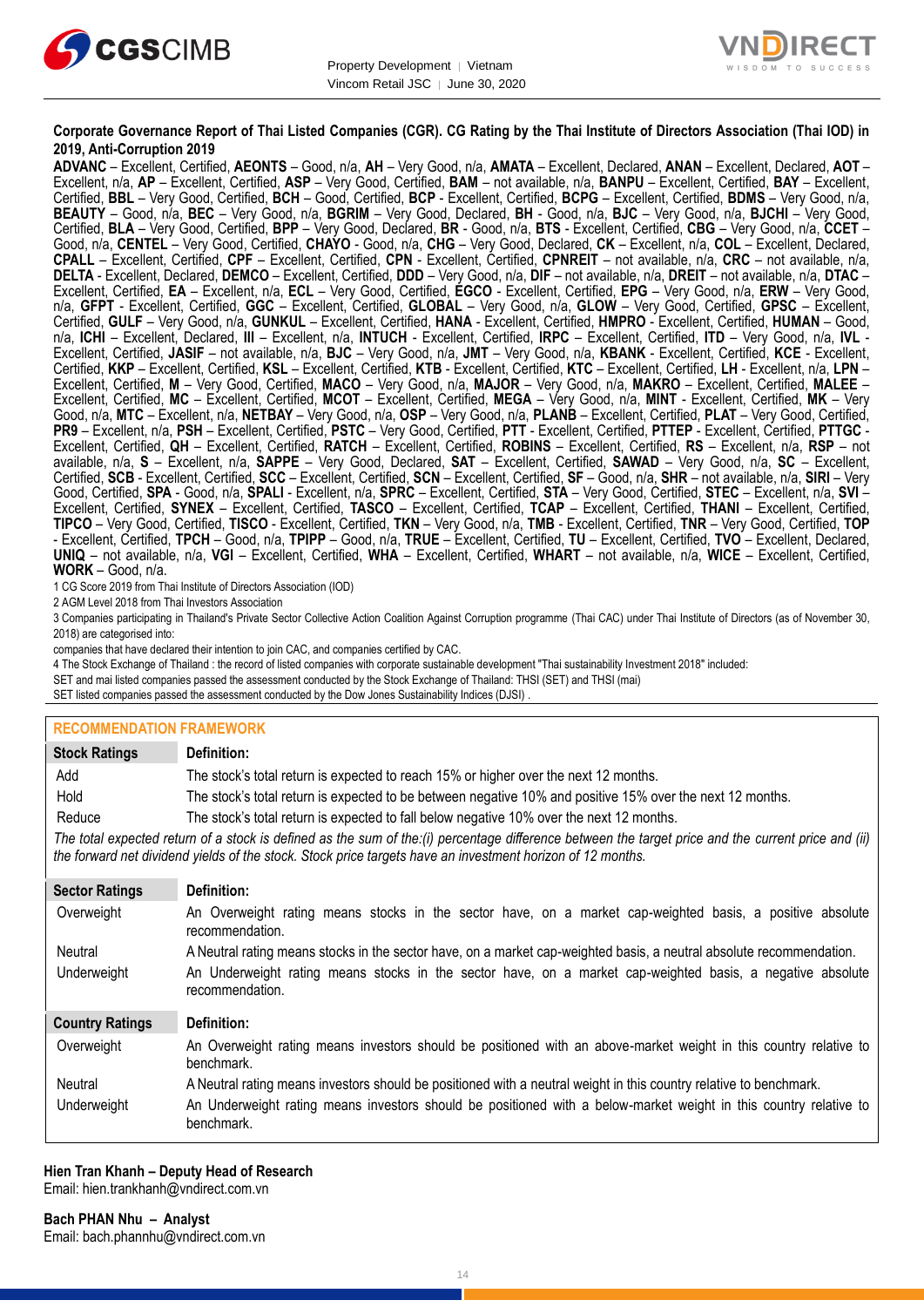**Corporate Governance Report of Thai Listed Companies (CGR). CG Rating by the Thai Institute of Directors Association (Thai IOD) in 2019, Anti-Corruption 2019**

**ADVANC** – Excellent, Certified, **AEONTS** – Good, n/a, **AH** – Very Good, n/a, **AMATA** – Excellent, Declared, **ANAN** – Excellent, Declared, **AOT** – Excellent, n/a, **AP** – Excellent, Certified, **ASP** – Very Good, Certified, **BAM** – not available, n/a, **BANPU** – Excellent, Certified, **BAY** – Excellent, Certified, **BBL** – Very Good, Certified, **BCH** – Good, Certified, **BCP** - Excellent, Certified, **BCPG** – Excellent, Certified, **BDMS** – Very Good, n/a, **BEAUTY** – Good, n/a, **BEC** – Very Good, n/a, **BGRIM** – Very Good, Declared, **BH** - Good, n/a, **BJC** – Very Good, n/a, **BJCHI** – Very Good, Certified, **BLA** – Very Good, Certified, **BPP** – Very Good, Declared, **BR** - Good, n/a, **BTS** - Excellent, Certified, **CBG** – Very Good, n/a, **CCET** – Good, n/a, **CENTEL** – Very Good, Certified, **CHAYO** - Good, n/a, **CHG** – Very Good, Declared, **CK** – Excellent, n/a, **COL** – Excellent, Declared, **CPALL** – Excellent, Certified, **CPF** – Excellent, Certified, **CPN** - Excellent, Certified, **CPNREIT** – not available, n/a, **CRC** – not available, n/a, **DELTA** - Excellent, Declared, **DEMCO** – Excellent, Certified, **DDD** – Very Good, n/a, **DIF** – not available, n/a, **DREIT** – not available, n/a, **DTAC** – Excellent, Certified, **EA** – Excellent, n/a, **ECL** – Very Good, Certified, **EGCO** - Excellent, Certified, **EPG** – Very Good, n/a, **ERW** – Very Good, n/a, **GFPT** - Excellent, Certified, **GGC** – Excellent, Certified, **GLOBAL** – Very Good, n/a, **GLOW** – Very Good, Certified, **GPSC** – Excellent, Certified, **GULF** – Very Good, n/a, **GUNKUL** – Excellent, Certified, **HANA** - Excellent, Certified, **HMPRO** - Excellent, Certified, **HUMAN** – Good, n/a, **ICHI** – Excellent, Declared, **III** – Excellent, n/a, **INTUCH** - Excellent, Certified, **IRPC** – Excellent, Certified, **ITD** – Very Good, n/a, **IVL** - Excellent, Certified, **JASIF** – not available, n/a, **BJC** – Very Good, n/a, **JMT** – Very Good, n/a, **KBANK** - Excellent, Certified, **KCE** - Excellent, Certified, **KKP** – Excellent, Certified, **KSL** – Excellent, Certified, **KTB** - Excellent, Certified, **KTC** – Excellent, Certified, **LH** - Excellent, n/a, **LPN** – Excellent, Certified, **M** – Very Good, Certified, **MACO** – Very Good, n/a, **MAJOR** – Very Good, n/a, **MAKRO** – Excellent, Certified, **MALEE** – Excellent, Certified, **MC** – Excellent, Certified, **MCOT** – Excellent, Certified, **MEGA** – Very Good, n/a, **MINT** - Excellent, Certified, **MK** – Very Good, n/a, **MTC** – Excellent, n/a, **NETBAY** – Very Good, n/a, **OSP** – Very Good, n/a, **PLANB** – Excellent, Certified, **PLAT** – Very Good, Certified, **PR9** – Excellent, n/a, **PSH** – Excellent, Certified, **PSTC** – Very Good, Certified, **PTT** - Excellent, Certified, **PTTEP** - Excellent, Certified, **PTTGC** - Excellent, Certified, **QH** – Excellent, Certified, **RATCH** – Excellent, Certified, **ROBINS** – Excellent, Certified, **RS** – Excellent, n/a, **RSP** – not available, n/a, **S** – Excellent, n/a, **SAPPE** – Very Good, Declared, **SAT** – Excellent, Certified, **SAWAD** – Very Good, n/a, **SC** – Excellent, Certified, **SCB** - Excellent, Certified, **SCC** – Excellent, Certified, **SCN** – Excellent, Certified, **SF** – Good, n/a, **SHR** – not available, n/a, **SIRI** – Very Good, Certified, **SPA** - Good, n/a, **SPALI** - Excellent, n/a, **SPRC** – Excellent, Certified, **STA** – Very Good, Certified, **STEC** – Excellent, n/a, **SVI** – Excellent, Certified, **SYNEX** – Excellent, Certified, **TASCO** – Excellent, Certified, **TCAP** – Excellent, Certified, **THANI** – Excellent, Certified, **TIPCO** – Very Good, Certified, **TISCO** - Excellent, Certified, **TKN** – Very Good, n/a, **TMB** - Excellent, Certified, **TNR** – Very Good, Certified, **TOP** - Excellent, Certified, **TPCH** – Good, n/a, **TPIPP** – Good, n/a, **TRUE** – Excellent, Certified, **TU** – Excellent, Certified, **TVO** – Excellent, Declared, **UNIQ** – not available, n/a, **VGI** – Excellent, Certified, **WHA** – Excellent, Certified, **WHART** – not available, n/a, **WICE** – Excellent, Certified, **WORK** – Good, n/a.

1 CG Score 2019 from Thai Institute of Directors Association (IOD)

2 AGM Level 2018 from Thai Investors Association

3 Companies participating in Thailand's Private Sector Collective Action Coalition Against Corruption programme (Thai CAC) under Thai Institute of Directors (as of November 30, 2018) are categorised into:

companies that have declared their intention to join CAC, and companies certified by CAC.

4 The Stock Exchange of Thailand : the record of listed companies with corporate sustainable development "Thai sustainability Investment 2018" included:

SET and mai listed companies passed the assessment conducted by the Stock Exchange of Thailand: THSI (SET) and THSI (mai)

SET listed companies passed the assessment conducted by the Dow Jones Sustainability Indices (DJSI) .

## RECOMMENDATION FRAMEWORK

| Stock Ratings | Definition: |
|---|---|
| Add | The stock's total return is expected to reach 15% or higher over the next 12 months. |
| Hold | The stock's total return is expected to be between negative 10% and positive 15% over the next 12 months. |
| Reduce | The stock's total return is expected to fall below negative 10% over the next 12 months. |

*The total expected return of a stock is defined as the sum of the:(i) percentage difference between the target price and the current price and (ii) the forward net dividend yields of the stock. Stock price targets have an investment horizon of 12 months.*

| Sector Ratings | Definition: |
|---|---|
| Overweight | An Overweight rating means stocks in the sector have, on a market cap-weighted basis, a positive absolute recommendation. |
| Neutral | A Neutral rating means stocks in the sector have, on a market cap-weighted basis, a neutral absolute recommendation. |
| Underweight | An Underweight rating means stocks in the sector have, on a market cap-weighted basis, a negative absolute recommendation. |

| Country Ratings | Definition: |
|---|---|
| Overweight | An Overweight rating means investors should be positioned with an above-market weight in this country relative to benchmark. |
| Neutral | A Neutral rating means investors should be positioned with a neutral weight in this country relative to benchmark. |
| Underweight | An Underweight rating means investors should be positioned with a below-market weight in this country relative to benchmark. |

**Hien Tran Khanh – Deputy Head of Research**
Email: hien.trankhanh@vndirect.com.vn

**Bach PHAN Nhu – Analyst**
Email: bach.phannhu@vndirect.com.vn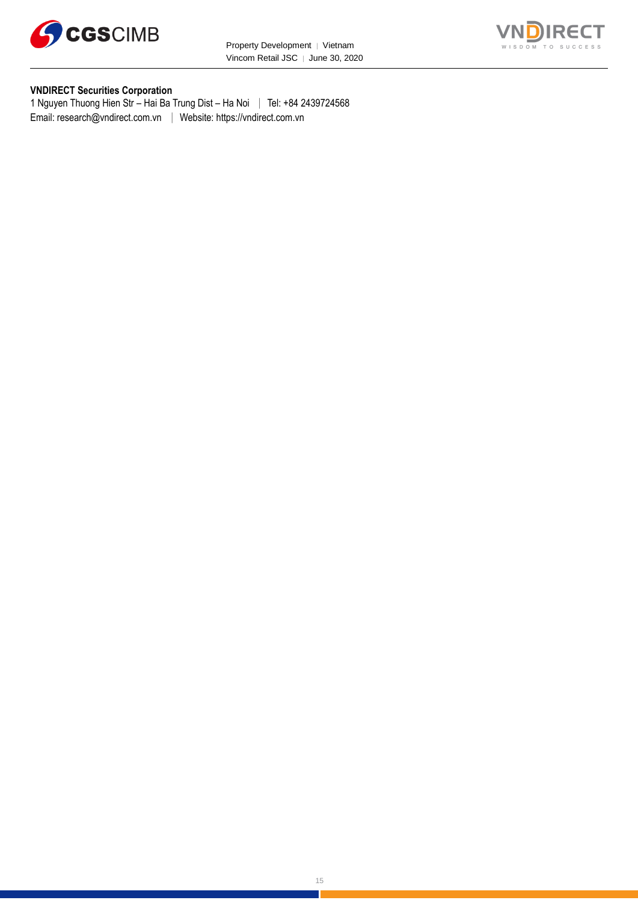**VNDIRECT Securities Corporation**

1 Nguyen Thuong Hien Str – Hai Ba Trung Dist – Ha Noi | Tel: +84 2439724568

Email: research@vndirect.com.vn | Website: https://vndirect.com.vn